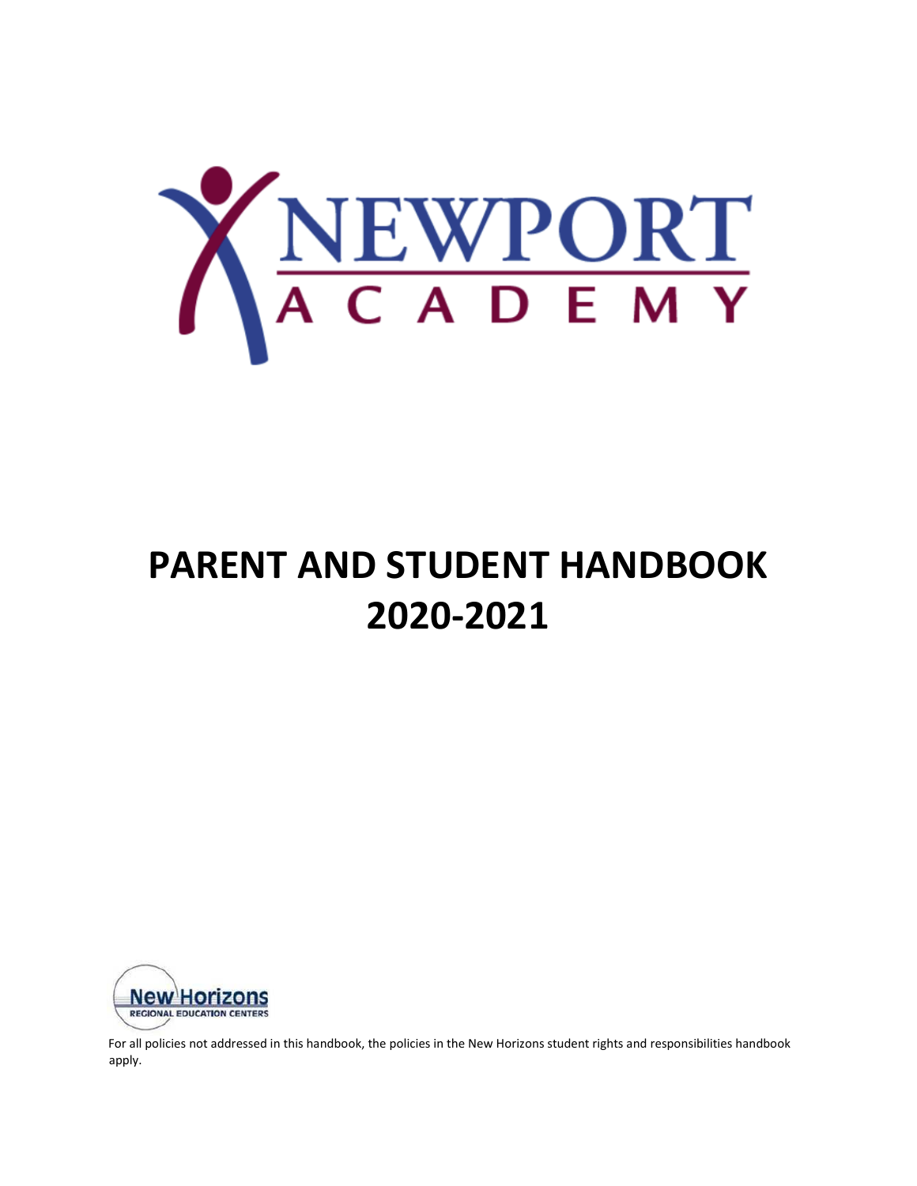# NEWPORT ACADEMY

# PARENT AND STUDENT HANDBOOK 2020-2021

New Horizons REGIONAL EDUCATION CENTERS

For all policies not addressed in this handbook, the policies in the New Horizons student rights and responsibilities handbook apply.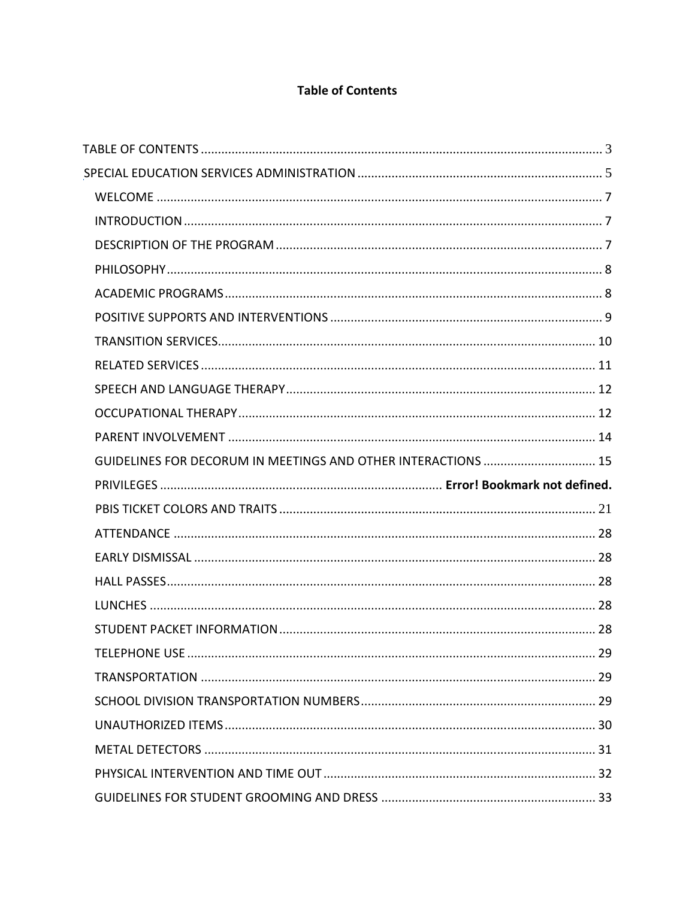# Table of Contents

TABLE OF CONTENTS ..................................................... 3

SPECIAL EDUCATION SERVICES ADMINISTRATION ..................................................... 5

- WELCOME ..................................................... 7
- INTRODUCTION ..................................................... 7
- DESCRIPTION OF THE PROGRAM ..................................................... 7
- PHILOSOPHY ..................................................... 8
- ACADEMIC PROGRAMS ..................................................... 8
- POSITIVE SUPPORTS AND INTERVENTIONS ..................................................... 9
- TRANSITION SERVICES ..................................................... 10
- RELATED SERVICES ..................................................... 11
- SPEECH AND LANGUAGE THERAPY ..................................................... 12
- OCCUPATIONAL THERAPY ..................................................... 12
- PARENT INVOLVEMENT ..................................................... 14
- GUIDELINES FOR DECORUM IN MEETINGS AND OTHER INTERACTIONS ..................................................... 15
- PRIVILEGES ..................................................... **Error! Bookmark not defined.**
- PBIS TICKET COLORS AND TRAITS ..................................................... 21
- ATTENDANCE ..................................................... 28
- EARLY DISMISSAL ..................................................... 28
- HALL PASSES ..................................................... 28
- LUNCHES ..................................................... 28
- STUDENT PACKET INFORMATION ..................................................... 28
- TELEPHONE USE ..................................................... 29
- TRANSPORTATION ..................................................... 29
- SCHOOL DIVISION TRANSPORTATION NUMBERS ..................................................... 29
- UNAUTHORIZED ITEMS ..................................................... 30
- METAL DETECTORS ..................................................... 31
- PHYSICAL INTERVENTION AND TIME OUT ..................................................... 32
- GUIDELINES FOR STUDENT GROOMING AND DRESS ..................................................... 33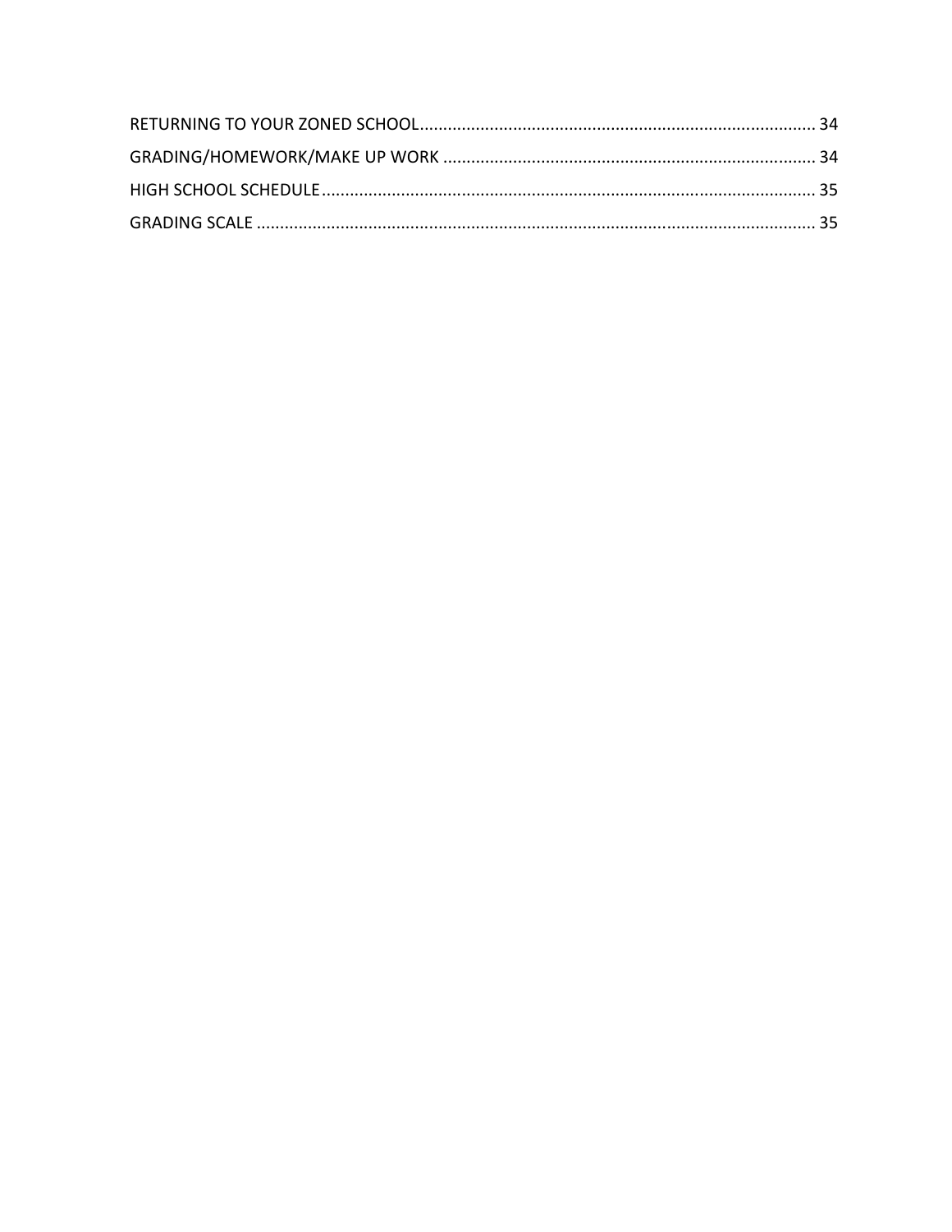RETURNING TO YOUR ZONED SCHOOL.................................................................................... 34

GRADING/HOMEWORK/MAKE UP WORK ............................................................................... 34

HIGH SCHOOL SCHEDULE......................................................................................................... 35

GRADING SCALE ....................................................................................................................... 35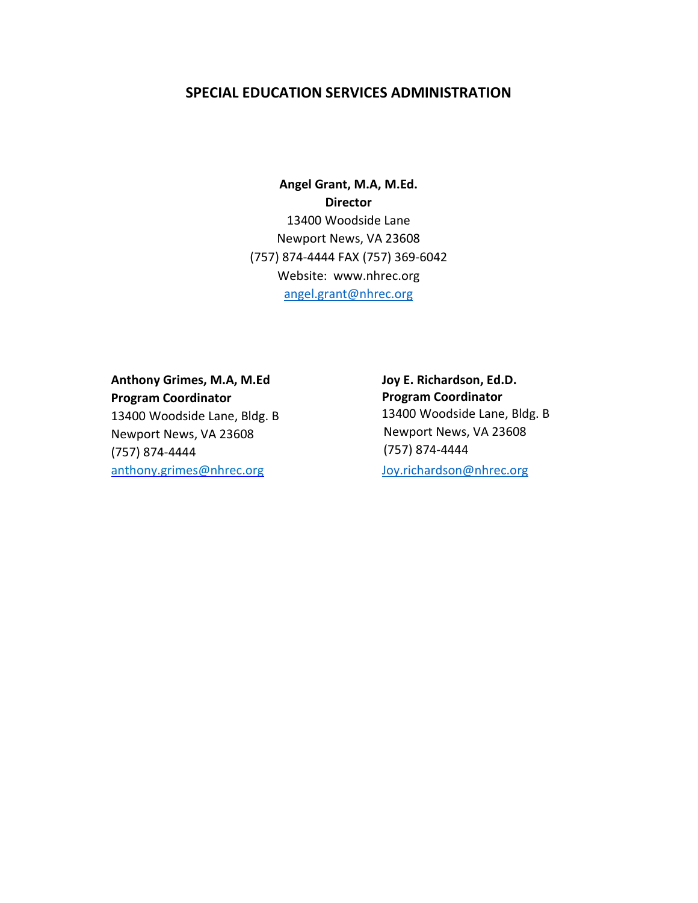## SPECIAL EDUCATION SERVICES ADMINISTRATION

**Angel Grant, M.A, M.Ed.**
**Director**
13400 Woodside Lane
Newport News, VA 23608
(757) 874-4444 FAX (757) 369-6042
Website: www.nhrec.org
angel.grant@nhrec.org

**Anthony Grimes, M.A, M.Ed**
**Program Coordinator**
13400 Woodside Lane, Bldg. B
Newport News, VA 23608
(757) 874-4444
anthony.grimes@nhrec.org

**Joy E. Richardson, Ed.D.**
**Program Coordinator**
13400 Woodside Lane, Bldg. B
Newport News, VA 23608
(757) 874-4444
Joy.richardson@nhrec.org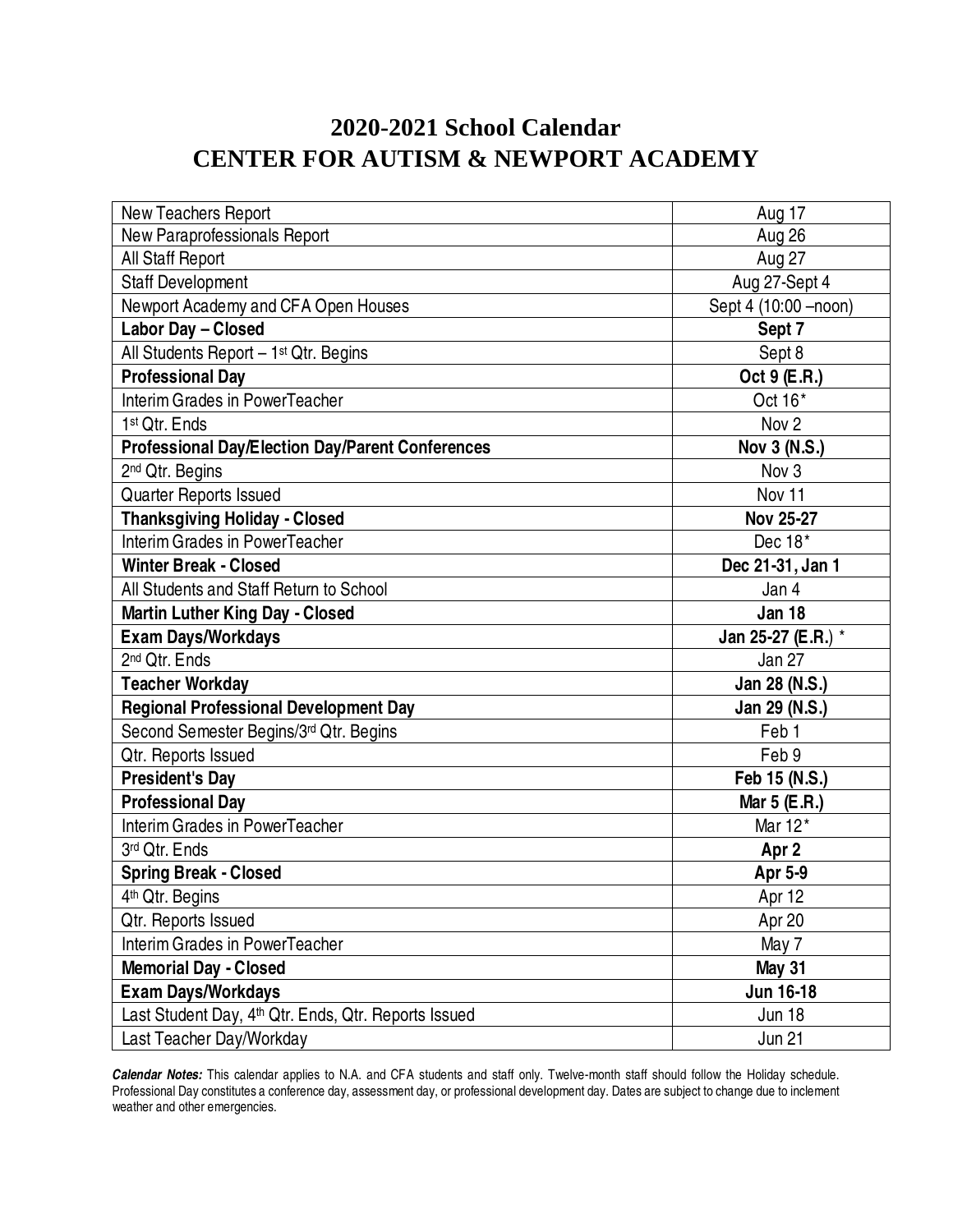# 2020-2021 School Calendar
# CENTER FOR AUTISM & NEWPORT ACADEMY

| | |
|---|---|
| New Teachers Report | Aug 17 |
| New Paraprofessionals Report | Aug 26 |
| All Staff Report | Aug 27 |
| Staff Development | Aug 27-Sept 4 |
| Newport Academy and CFA Open Houses | Sept 4 (10:00 –noon) |
| **Labor Day – Closed** | **Sept 7** |
| All Students Report – 1st Qtr. Begins | Sept 8 |
| **Professional Day** | **Oct 9 (E.R.)** |
| Interim Grades in PowerTeacher | Oct 16* |
| 1st Qtr. Ends | Nov 2 |
| **Professional Day/Election Day/Parent Conferences** | **Nov 3 (N.S.)** |
| 2nd Qtr. Begins | Nov 3 |
| Quarter Reports Issued | Nov 11 |
| **Thanksgiving Holiday - Closed** | **Nov 25-27** |
| Interim Grades in PowerTeacher | Dec 18* |
| **Winter Break - Closed** | **Dec 21-31, Jan 1** |
| All Students and Staff Return to School | Jan 4 |
| **Martin Luther King Day - Closed** | **Jan 18** |
| **Exam Days/Workdays** | **Jan 25-27 (E.R.)** * |
| 2nd Qtr. Ends | Jan 27 |
| **Teacher Workday** | **Jan 28 (N.S.)** |
| **Regional Professional Development Day** | **Jan 29 (N.S.)** |
| Second Semester Begins/3rd Qtr. Begins | Feb 1 |
| Qtr. Reports Issued | Feb 9 |
| **President's Day** | **Feb 15 (N.S.)** |
| **Professional Day** | **Mar 5 (E.R.)** |
| Interim Grades in PowerTeacher | Mar 12* |
| 3rd Qtr. Ends | **Apr 2** |
| **Spring Break - Closed** | **Apr 5-9** |
| 4th Qtr. Begins | Apr 12 |
| Qtr. Reports Issued | Apr 20 |
| Interim Grades in PowerTeacher | May 7 |
| **Memorial Day - Closed** | **May 31** |
| **Exam Days/Workdays** | **Jun 16-18** |
| Last Student Day, 4th Qtr. Ends, Qtr. Reports Issued | Jun 18 |
| Last Teacher Day/Workday | Jun 21 |

***Calendar Notes:*** This calendar applies to N.A. and CFA students and staff only. Twelve-month staff should follow the Holiday schedule. Professional Day constitutes a conference day, assessment day, or professional development day. Dates are subject to change due to inclement weather and other emergencies.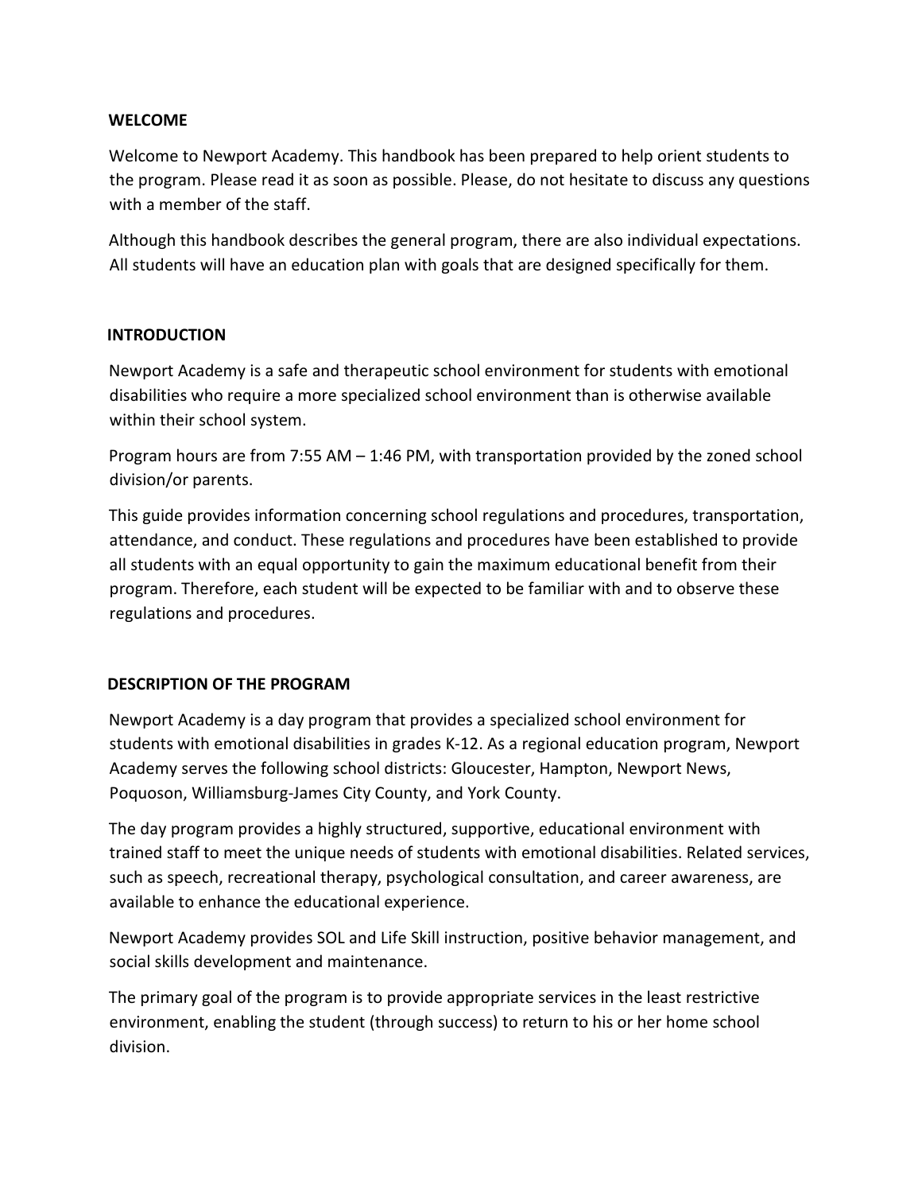## WELCOME

Welcome to Newport Academy. This handbook has been prepared to help orient students to the program. Please read it as soon as possible. Please, do not hesitate to discuss any questions with a member of the staff.

Although this handbook describes the general program, there are also individual expectations. All students will have an education plan with goals that are designed specifically for them.

## INTRODUCTION

Newport Academy is a safe and therapeutic school environment for students with emotional disabilities who require a more specialized school environment than is otherwise available within their school system.

Program hours are from 7:55 AM – 1:46 PM, with transportation provided by the zoned school division/or parents.

This guide provides information concerning school regulations and procedures, transportation, attendance, and conduct. These regulations and procedures have been established to provide all students with an equal opportunity to gain the maximum educational benefit from their program. Therefore, each student will be expected to be familiar with and to observe these regulations and procedures.

## DESCRIPTION OF THE PROGRAM

Newport Academy is a day program that provides a specialized school environment for students with emotional disabilities in grades K-12. As a regional education program, Newport Academy serves the following school districts: Gloucester, Hampton, Newport News, Poquoson, Williamsburg-James City County, and York County.

The day program provides a highly structured, supportive, educational environment with trained staff to meet the unique needs of students with emotional disabilities. Related services, such as speech, recreational therapy, psychological consultation, and career awareness, are available to enhance the educational experience.

Newport Academy provides SOL and Life Skill instruction, positive behavior management, and social skills development and maintenance.

The primary goal of the program is to provide appropriate services in the least restrictive environment, enabling the student (through success) to return to his or her home school division.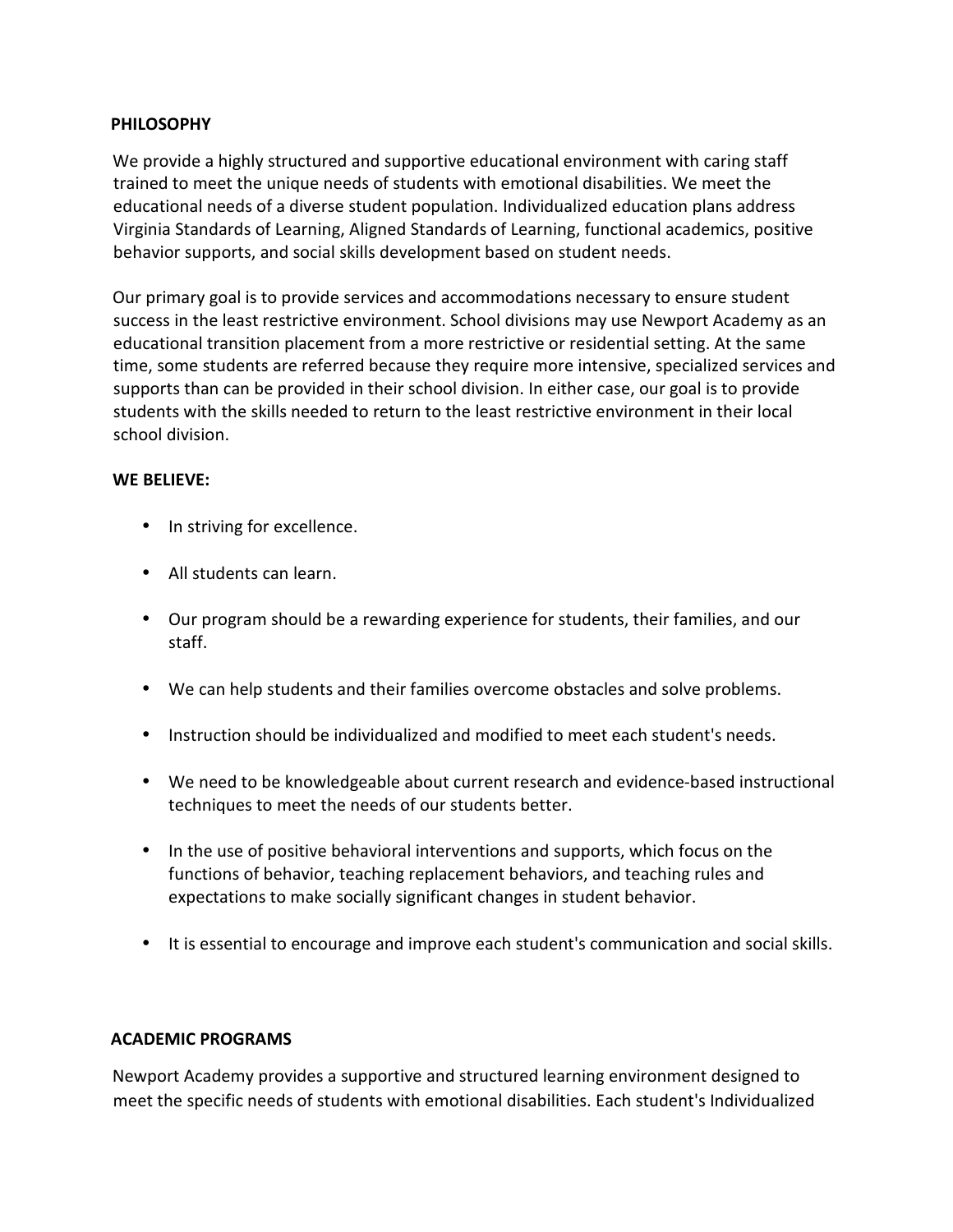## PHILOSOPHY

We provide a highly structured and supportive educational environment with caring staff trained to meet the unique needs of students with emotional disabilities. We meet the educational needs of a diverse student population. Individualized education plans address Virginia Standards of Learning, Aligned Standards of Learning, functional academics, positive behavior supports, and social skills development based on student needs.

Our primary goal is to provide services and accommodations necessary to ensure student success in the least restrictive environment. School divisions may use Newport Academy as an educational transition placement from a more restrictive or residential setting. At the same time, some students are referred because they require more intensive, specialized services and supports than can be provided in their school division. In either case, our goal is to provide students with the skills needed to return to the least restrictive environment in their local school division.

**WE BELIEVE:**

- In striving for excellence.
- All students can learn.
- Our program should be a rewarding experience for students, their families, and our staff.
- We can help students and their families overcome obstacles and solve problems.
- Instruction should be individualized and modified to meet each student's needs.
- We need to be knowledgeable about current research and evidence-based instructional techniques to meet the needs of our students better.
- In the use of positive behavioral interventions and supports, which focus on the functions of behavior, teaching replacement behaviors, and teaching rules and expectations to make socially significant changes in student behavior.
- It is essential to encourage and improve each student's communication and social skills.

## ACADEMIC PROGRAMS

Newport Academy provides a supportive and structured learning environment designed to meet the specific needs of students with emotional disabilities. Each student's Individualized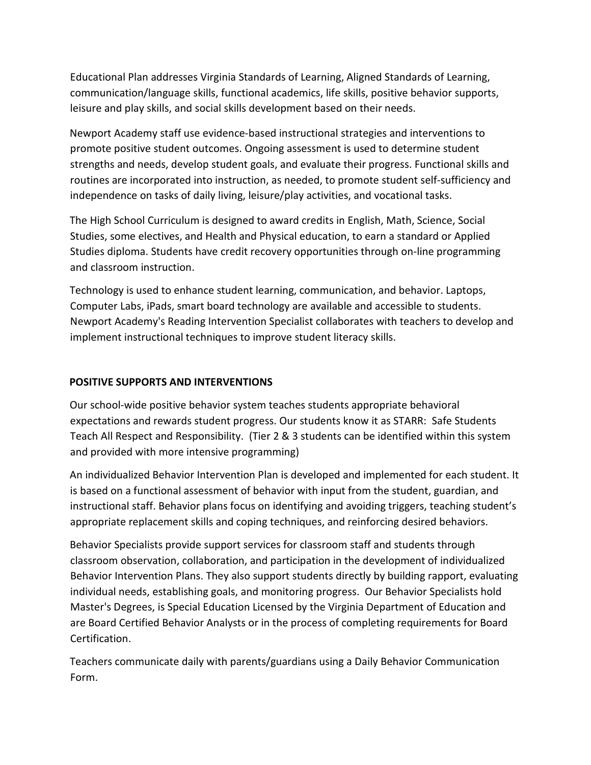Educational Plan addresses Virginia Standards of Learning, Aligned Standards of Learning, communication/language skills, functional academics, life skills, positive behavior supports, leisure and play skills, and social skills development based on their needs.

Newport Academy staff use evidence-based instructional strategies and interventions to promote positive student outcomes. Ongoing assessment is used to determine student strengths and needs, develop student goals, and evaluate their progress. Functional skills and routines are incorporated into instruction, as needed, to promote student self-sufficiency and independence on tasks of daily living, leisure/play activities, and vocational tasks.

The High School Curriculum is designed to award credits in English, Math, Science, Social Studies, some electives, and Health and Physical education, to earn a standard or Applied Studies diploma. Students have credit recovery opportunities through on-line programming and classroom instruction.

Technology is used to enhance student learning, communication, and behavior. Laptops, Computer Labs, iPads, smart board technology are available and accessible to students. Newport Academy's Reading Intervention Specialist collaborates with teachers to develop and implement instructional techniques to improve student literacy skills.

**POSITIVE SUPPORTS AND INTERVENTIONS**

Our school-wide positive behavior system teaches students appropriate behavioral expectations and rewards student progress. Our students know it as STARR: Safe Students Teach All Respect and Responsibility. (Tier 2 & 3 students can be identified within this system and provided with more intensive programming)

An individualized Behavior Intervention Plan is developed and implemented for each student. It is based on a functional assessment of behavior with input from the student, guardian, and instructional staff. Behavior plans focus on identifying and avoiding triggers, teaching student's appropriate replacement skills and coping techniques, and reinforcing desired behaviors.

Behavior Specialists provide support services for classroom staff and students through classroom observation, collaboration, and participation in the development of individualized Behavior Intervention Plans. They also support students directly by building rapport, evaluating individual needs, establishing goals, and monitoring progress. Our Behavior Specialists hold Master's Degrees, is Special Education Licensed by the Virginia Department of Education and are Board Certified Behavior Analysts or in the process of completing requirements for Board Certification.

Teachers communicate daily with parents/guardians using a Daily Behavior Communication Form.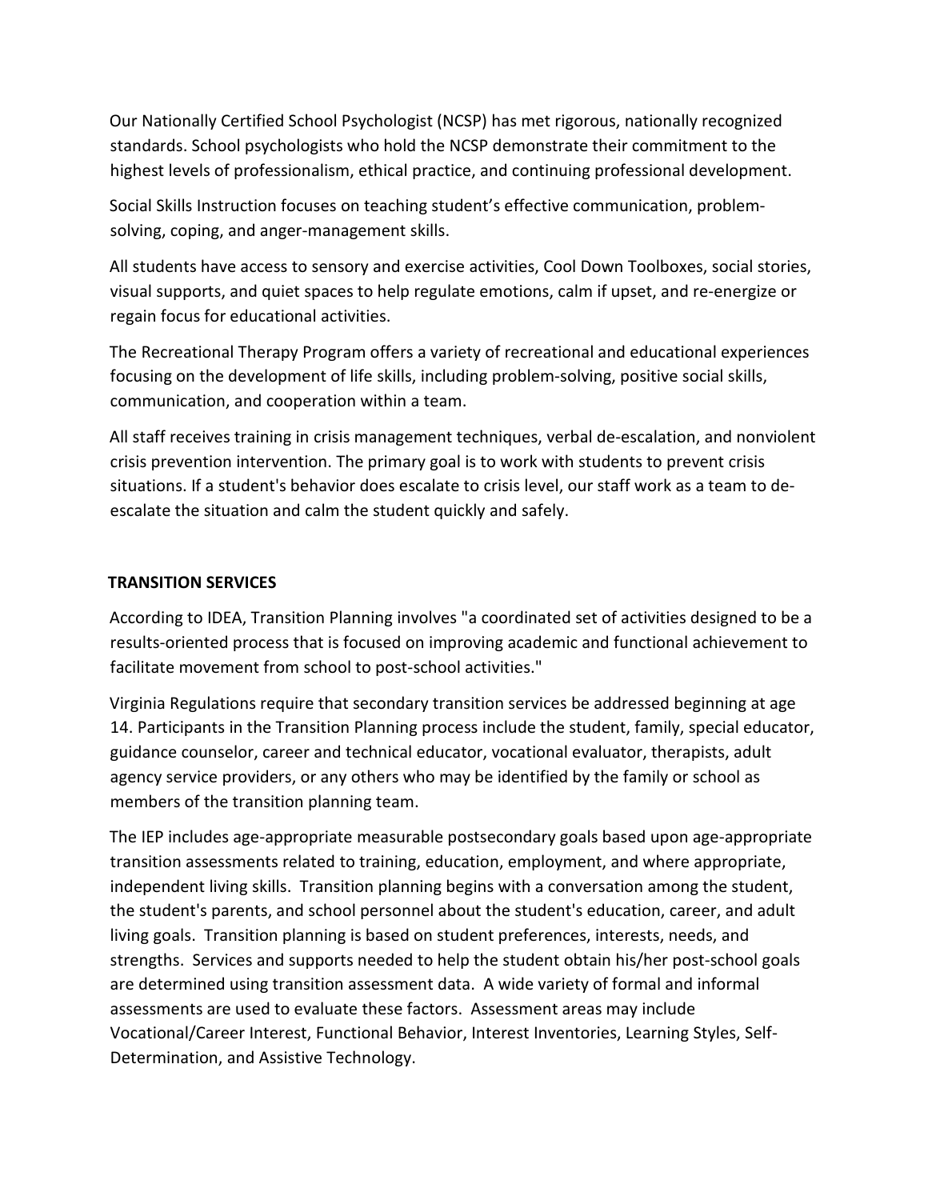Our Nationally Certified School Psychologist (NCSP) has met rigorous, nationally recognized standards. School psychologists who hold the NCSP demonstrate their commitment to the highest levels of professionalism, ethical practice, and continuing professional development.

Social Skills Instruction focuses on teaching student's effective communication, problem-solving, coping, and anger-management skills.

All students have access to sensory and exercise activities, Cool Down Toolboxes, social stories, visual supports, and quiet spaces to help regulate emotions, calm if upset, and re-energize or regain focus for educational activities.

The Recreational Therapy Program offers a variety of recreational and educational experiences focusing on the development of life skills, including problem-solving, positive social skills, communication, and cooperation within a team.

All staff receives training in crisis management techniques, verbal de-escalation, and nonviolent crisis prevention intervention. The primary goal is to work with students to prevent crisis situations. If a student's behavior does escalate to crisis level, our staff work as a team to de-escalate the situation and calm the student quickly and safely.

**TRANSITION SERVICES**

According to IDEA, Transition Planning involves "a coordinated set of activities designed to be a results-oriented process that is focused on improving academic and functional achievement to facilitate movement from school to post-school activities."

Virginia Regulations require that secondary transition services be addressed beginning at age 14. Participants in the Transition Planning process include the student, family, special educator, guidance counselor, career and technical educator, vocational evaluator, therapists, adult agency service providers, or any others who may be identified by the family or school as members of the transition planning team.

The IEP includes age-appropriate measurable postsecondary goals based upon age-appropriate transition assessments related to training, education, employment, and where appropriate, independent living skills. Transition planning begins with a conversation among the student, the student's parents, and school personnel about the student's education, career, and adult living goals. Transition planning is based on student preferences, interests, needs, and strengths. Services and supports needed to help the student obtain his/her post-school goals are determined using transition assessment data. A wide variety of formal and informal assessments are used to evaluate these factors. Assessment areas may include Vocational/Career Interest, Functional Behavior, Interest Inventories, Learning Styles, Self-Determination, and Assistive Technology.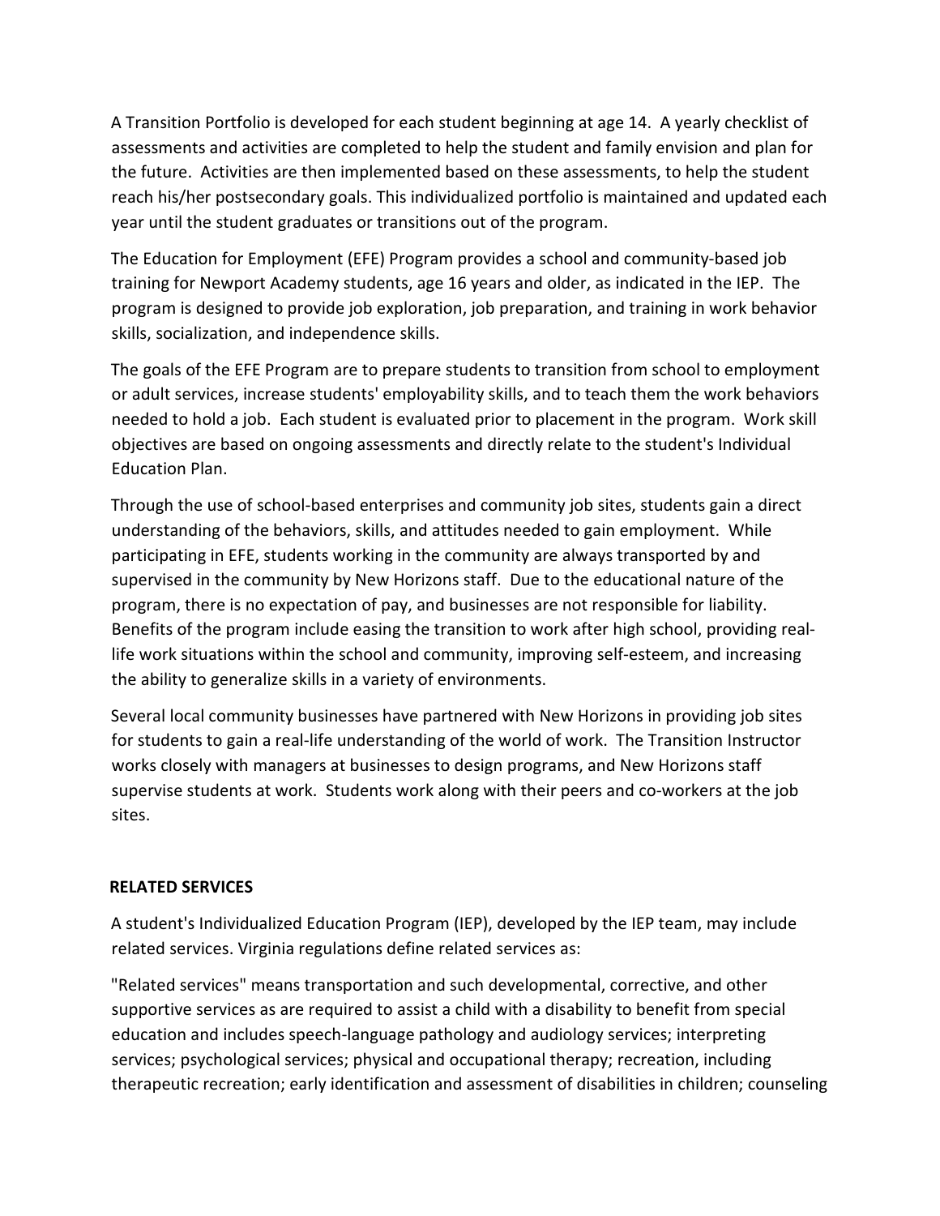A Transition Portfolio is developed for each student beginning at age 14. A yearly checklist of assessments and activities are completed to help the student and family envision and plan for the future. Activities are then implemented based on these assessments, to help the student reach his/her postsecondary goals. This individualized portfolio is maintained and updated each year until the student graduates or transitions out of the program.

The Education for Employment (EFE) Program provides a school and community-based job training for Newport Academy students, age 16 years and older, as indicated in the IEP. The program is designed to provide job exploration, job preparation, and training in work behavior skills, socialization, and independence skills.

The goals of the EFE Program are to prepare students to transition from school to employment or adult services, increase students' employability skills, and to teach them the work behaviors needed to hold a job. Each student is evaluated prior to placement in the program. Work skill objectives are based on ongoing assessments and directly relate to the student's Individual Education Plan.

Through the use of school-based enterprises and community job sites, students gain a direct understanding of the behaviors, skills, and attitudes needed to gain employment. While participating in EFE, students working in the community are always transported by and supervised in the community by New Horizons staff. Due to the educational nature of the program, there is no expectation of pay, and businesses are not responsible for liability. Benefits of the program include easing the transition to work after high school, providing real-life work situations within the school and community, improving self-esteem, and increasing the ability to generalize skills in a variety of environments.

Several local community businesses have partnered with New Horizons in providing job sites for students to gain a real-life understanding of the world of work. The Transition Instructor works closely with managers at businesses to design programs, and New Horizons staff supervise students at work. Students work along with their peers and co-workers at the job sites.

## RELATED SERVICES

A student's Individualized Education Program (IEP), developed by the IEP team, may include related services. Virginia regulations define related services as:

"Related services" means transportation and such developmental, corrective, and other supportive services as are required to assist a child with a disability to benefit from special education and includes speech-language pathology and audiology services; interpreting services; psychological services; physical and occupational therapy; recreation, including therapeutic recreation; early identification and assessment of disabilities in children; counseling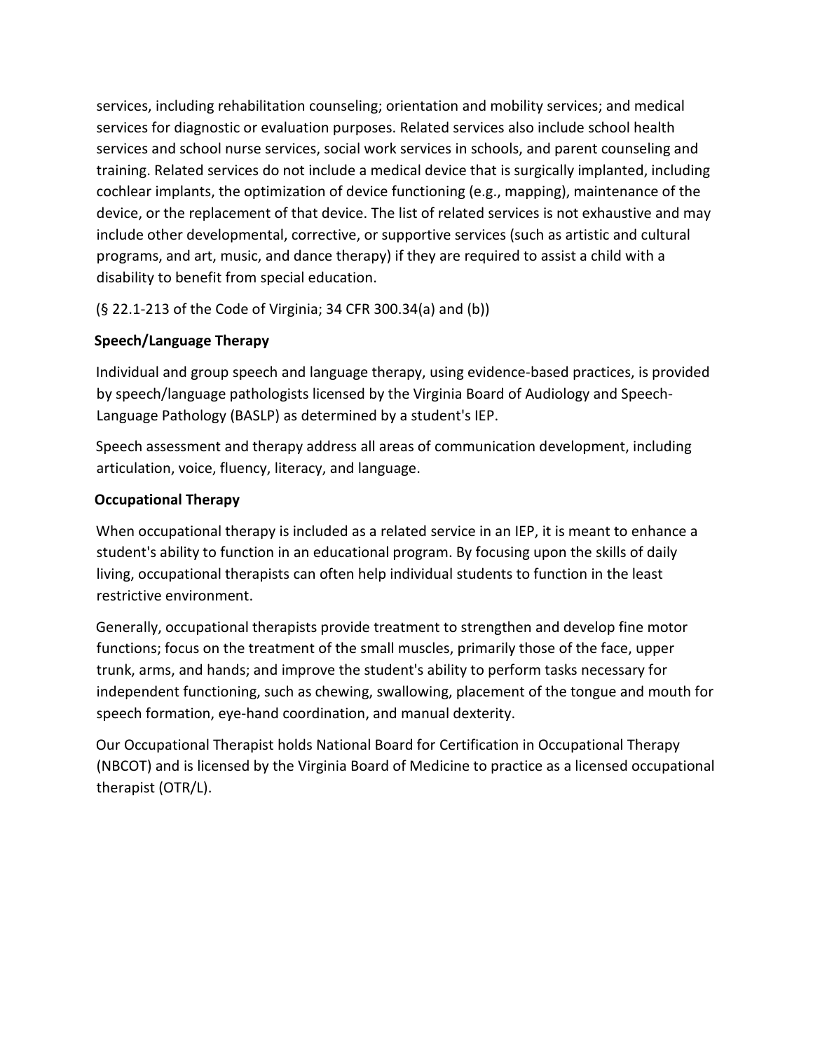services, including rehabilitation counseling; orientation and mobility services; and medical services for diagnostic or evaluation purposes. Related services also include school health services and school nurse services, social work services in schools, and parent counseling and training. Related services do not include a medical device that is surgically implanted, including cochlear implants, the optimization of device functioning (e.g., mapping), maintenance of the device, or the replacement of that device. The list of related services is not exhaustive and may include other developmental, corrective, or supportive services (such as artistic and cultural programs, and art, music, and dance therapy) if they are required to assist a child with a disability to benefit from special education.

(§ 22.1-213 of the Code of Virginia; 34 CFR 300.34(a) and (b))

**Speech/Language Therapy**

Individual and group speech and language therapy, using evidence-based practices, is provided by speech/language pathologists licensed by the Virginia Board of Audiology and Speech-Language Pathology (BASLP) as determined by a student's IEP.

Speech assessment and therapy address all areas of communication development, including articulation, voice, fluency, literacy, and language.

**Occupational Therapy**

When occupational therapy is included as a related service in an IEP, it is meant to enhance a student's ability to function in an educational program. By focusing upon the skills of daily living, occupational therapists can often help individual students to function in the least restrictive environment.

Generally, occupational therapists provide treatment to strengthen and develop fine motor functions; focus on the treatment of the small muscles, primarily those of the face, upper trunk, arms, and hands; and improve the student's ability to perform tasks necessary for independent functioning, such as chewing, swallowing, placement of the tongue and mouth for speech formation, eye-hand coordination, and manual dexterity.

Our Occupational Therapist holds National Board for Certification in Occupational Therapy (NBCOT) and is licensed by the Virginia Board of Medicine to practice as a licensed occupational therapist (OTR/L).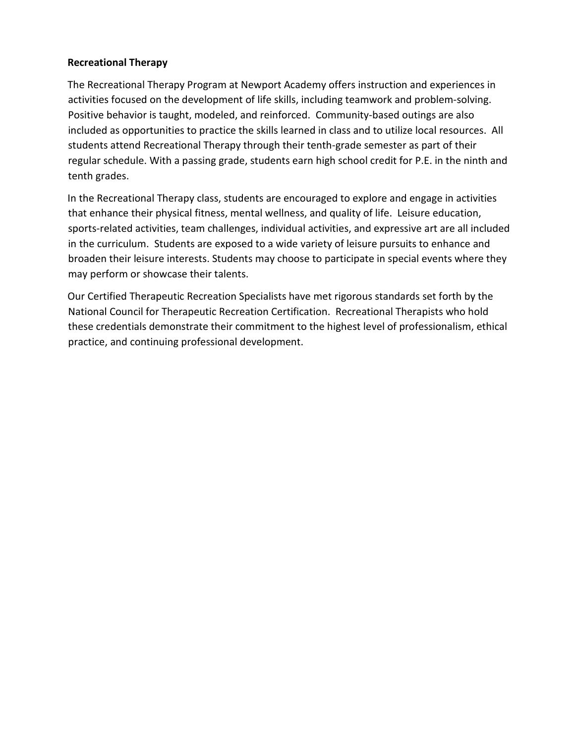**Recreational Therapy**

The Recreational Therapy Program at Newport Academy offers instruction and experiences in activities focused on the development of life skills, including teamwork and problem-solving. Positive behavior is taught, modeled, and reinforced. Community-based outings are also included as opportunities to practice the skills learned in class and to utilize local resources. All students attend Recreational Therapy through their tenth-grade semester as part of their regular schedule. With a passing grade, students earn high school credit for P.E. in the ninth and tenth grades.

In the Recreational Therapy class, students are encouraged to explore and engage in activities that enhance their physical fitness, mental wellness, and quality of life. Leisure education, sports-related activities, team challenges, individual activities, and expressive art are all included in the curriculum. Students are exposed to a wide variety of leisure pursuits to enhance and broaden their leisure interests. Students may choose to participate in special events where they may perform or showcase their talents.

Our Certified Therapeutic Recreation Specialists have met rigorous standards set forth by the National Council for Therapeutic Recreation Certification. Recreational Therapists who hold these credentials demonstrate their commitment to the highest level of professionalism, ethical practice, and continuing professional development.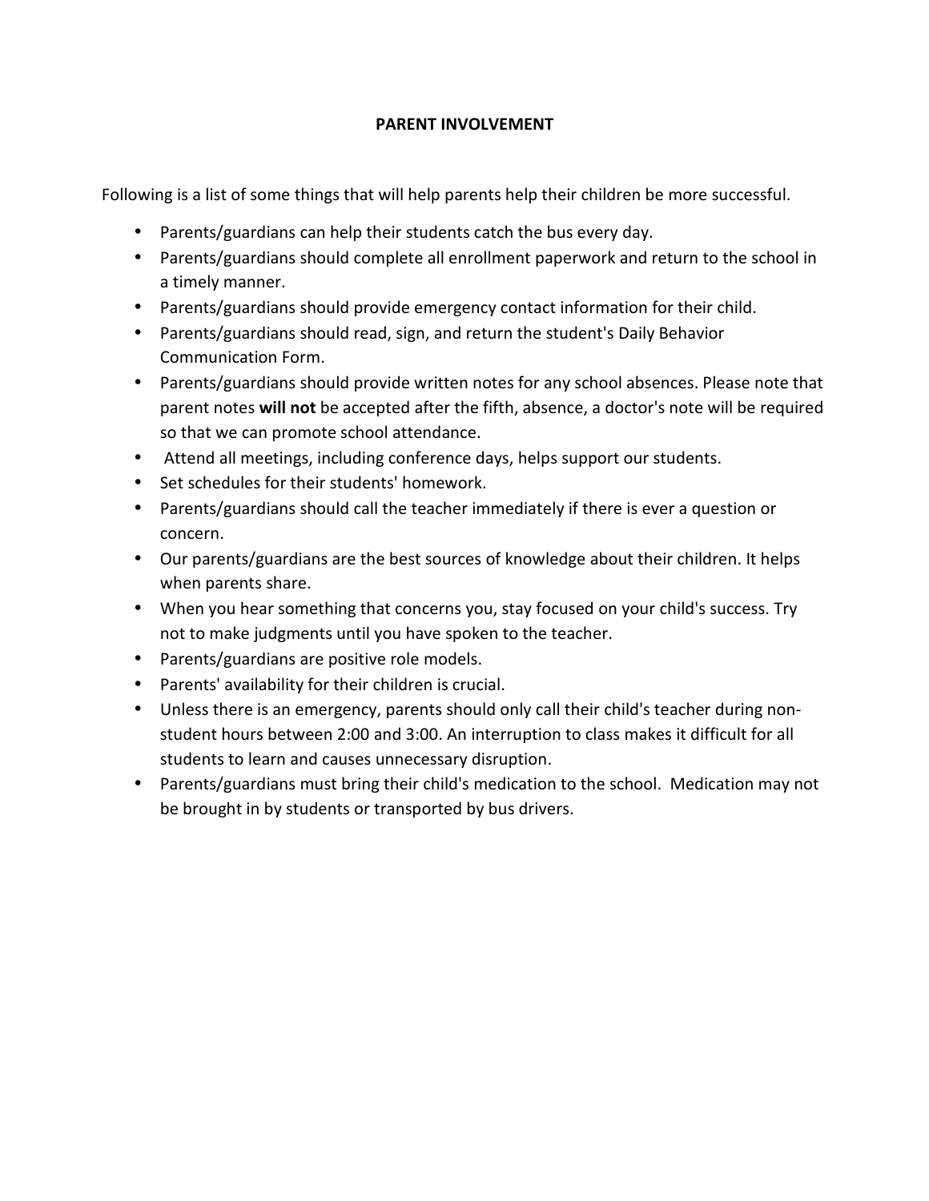# PARENT INVOLVEMENT

Following is a list of some things that will help parents help their children be more successful.

- Parents/guardians can help their students catch the bus every day.
- Parents/guardians should complete all enrollment paperwork and return to the school in a timely manner.
- Parents/guardians should provide emergency contact information for their child.
- Parents/guardians should read, sign, and return the student's Daily Behavior Communication Form.
- Parents/guardians should provide written notes for any school absences. Please note that parent notes **will not** be accepted after the fifth, absence, a doctor's note will be required so that we can promote school attendance.
- Attend all meetings, including conference days, helps support our students.
- Set schedules for their students' homework.
- Parents/guardians should call the teacher immediately if there is ever a question or concern.
- Our parents/guardians are the best sources of knowledge about their children. It helps when parents share.
- When you hear something that concerns you, stay focused on your child's success. Try not to make judgments until you have spoken to the teacher.
- Parents/guardians are positive role models.
- Parents' availability for their children is crucial.
- Unless there is an emergency, parents should only call their child's teacher during non-student hours between 2:00 and 3:00. An interruption to class makes it difficult for all students to learn and causes unnecessary disruption.
- Parents/guardians must bring their child's medication to the school. Medication may not be brought in by students or transported by bus drivers.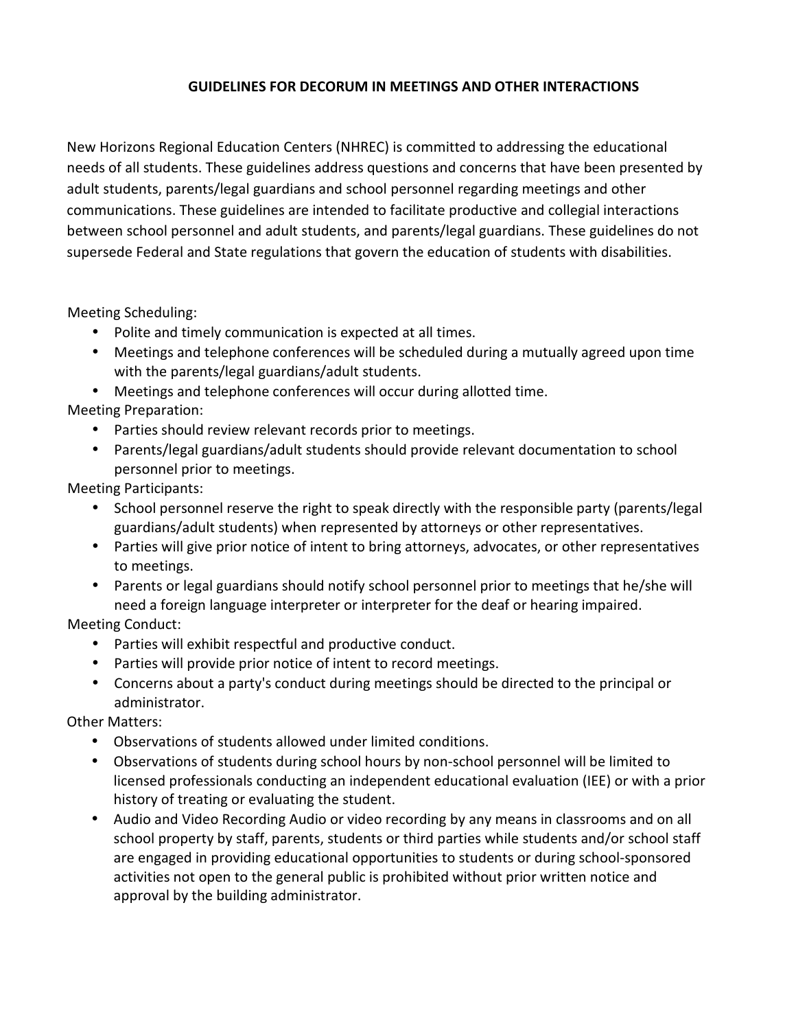## GUIDELINES FOR DECORUM IN MEETINGS AND OTHER INTERACTIONS

New Horizons Regional Education Centers (NHREC) is committed to addressing the educational needs of all students. These guidelines address questions and concerns that have been presented by adult students, parents/legal guardians and school personnel regarding meetings and other communications. These guidelines are intended to facilitate productive and collegial interactions between school personnel and adult students, and parents/legal guardians. These guidelines do not supersede Federal and State regulations that govern the education of students with disabilities.

Meeting Scheduling:

- Polite and timely communication is expected at all times.
- Meetings and telephone conferences will be scheduled during a mutually agreed upon time with the parents/legal guardians/adult students.
- Meetings and telephone conferences will occur during allotted time.

Meeting Preparation:

- Parties should review relevant records prior to meetings.
- Parents/legal guardians/adult students should provide relevant documentation to school personnel prior to meetings.

Meeting Participants:

- School personnel reserve the right to speak directly with the responsible party (parents/legal guardians/adult students) when represented by attorneys or other representatives.
- Parties will give prior notice of intent to bring attorneys, advocates, or other representatives to meetings.
- Parents or legal guardians should notify school personnel prior to meetings that he/she will need a foreign language interpreter or interpreter for the deaf or hearing impaired.

Meeting Conduct:

- Parties will exhibit respectful and productive conduct.
- Parties will provide prior notice of intent to record meetings.
- Concerns about a party's conduct during meetings should be directed to the principal or administrator.

Other Matters:

- Observations of students allowed under limited conditions.
- Observations of students during school hours by non-school personnel will be limited to licensed professionals conducting an independent educational evaluation (IEE) or with a prior history of treating or evaluating the student.
- Audio and Video Recording Audio or video recording by any means in classrooms and on all school property by staff, parents, students or third parties while students and/or school staff are engaged in providing educational opportunities to students or during school-sponsored activities not open to the general public is prohibited without prior written notice and approval by the building administrator.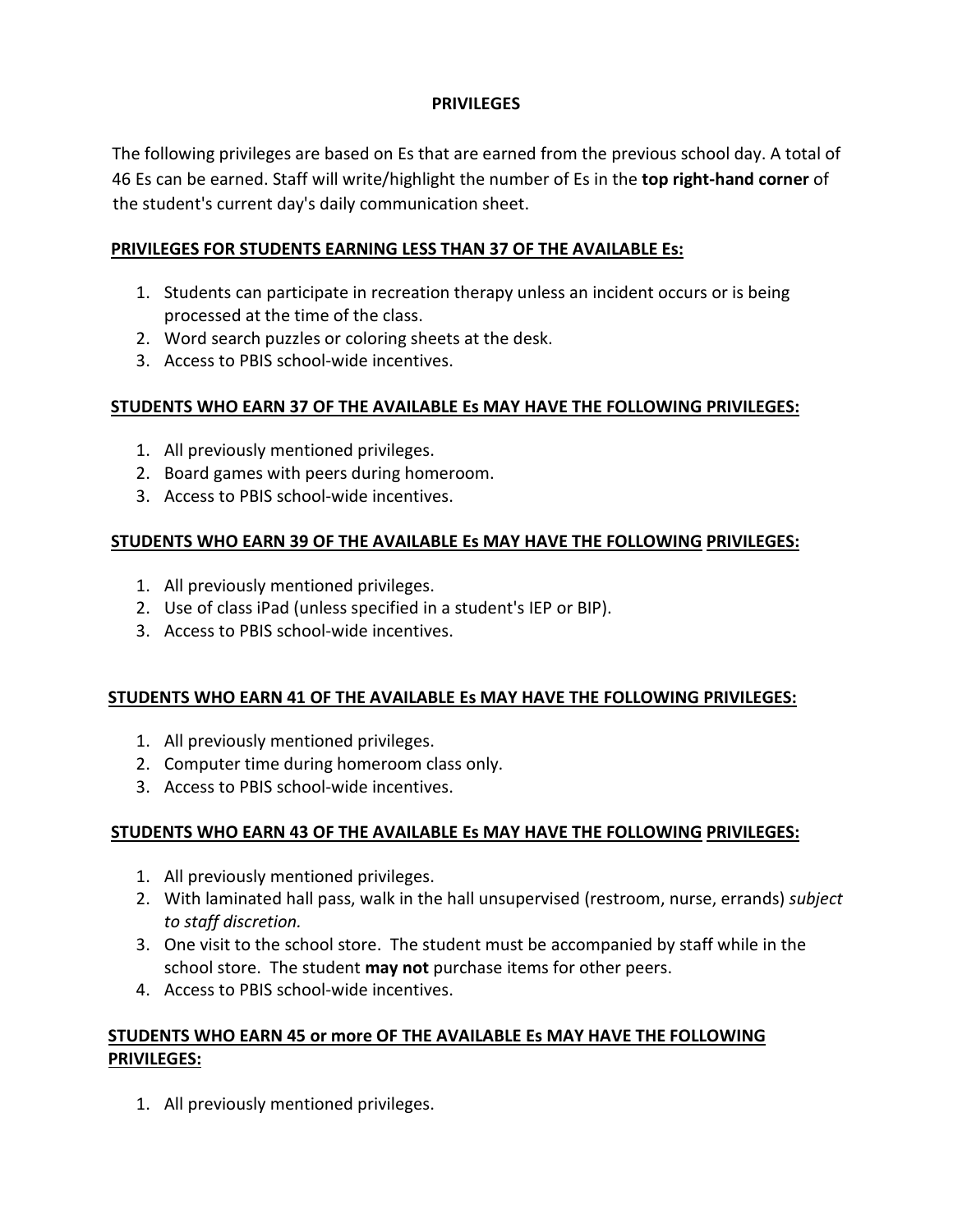# PRIVILEGES

The following privileges are based on Es that are earned from the previous school day. A total of 46 Es can be earned. Staff will write/highlight the number of Es in the **top right-hand corner** of the student's current day's daily communication sheet.

**PRIVILEGES FOR STUDENTS EARNING LESS THAN 37 OF THE AVAILABLE Es:**

1. Students can participate in recreation therapy unless an incident occurs or is being processed at the time of the class.
2. Word search puzzles or coloring sheets at the desk.
3. Access to PBIS school-wide incentives.

**STUDENTS WHO EARN 37 OF THE AVAILABLE Es MAY HAVE THE FOLLOWING PRIVILEGES:**

1. All previously mentioned privileges.
2. Board games with peers during homeroom.
3. Access to PBIS school-wide incentives.

**STUDENTS WHO EARN 39 OF THE AVAILABLE Es MAY HAVE THE FOLLOWING PRIVILEGES:**

1. All previously mentioned privileges.
2. Use of class iPad (unless specified in a student's IEP or BIP).
3. Access to PBIS school-wide incentives.

**STUDENTS WHO EARN 41 OF THE AVAILABLE Es MAY HAVE THE FOLLOWING PRIVILEGES:**

1. All previously mentioned privileges.
2. Computer time during homeroom class only.
3. Access to PBIS school-wide incentives.

**STUDENTS WHO EARN 43 OF THE AVAILABLE Es MAY HAVE THE FOLLOWING PRIVILEGES:**

1. All previously mentioned privileges.
2. With laminated hall pass, walk in the hall unsupervised (restroom, nurse, errands) *subject to staff discretion.*
3. One visit to the school store. The student must be accompanied by staff while in the school store. The student **may not** purchase items for other peers.
4. Access to PBIS school-wide incentives.

**STUDENTS WHO EARN 45 or more OF THE AVAILABLE Es MAY HAVE THE FOLLOWING PRIVILEGES:**

1. All previously mentioned privileges.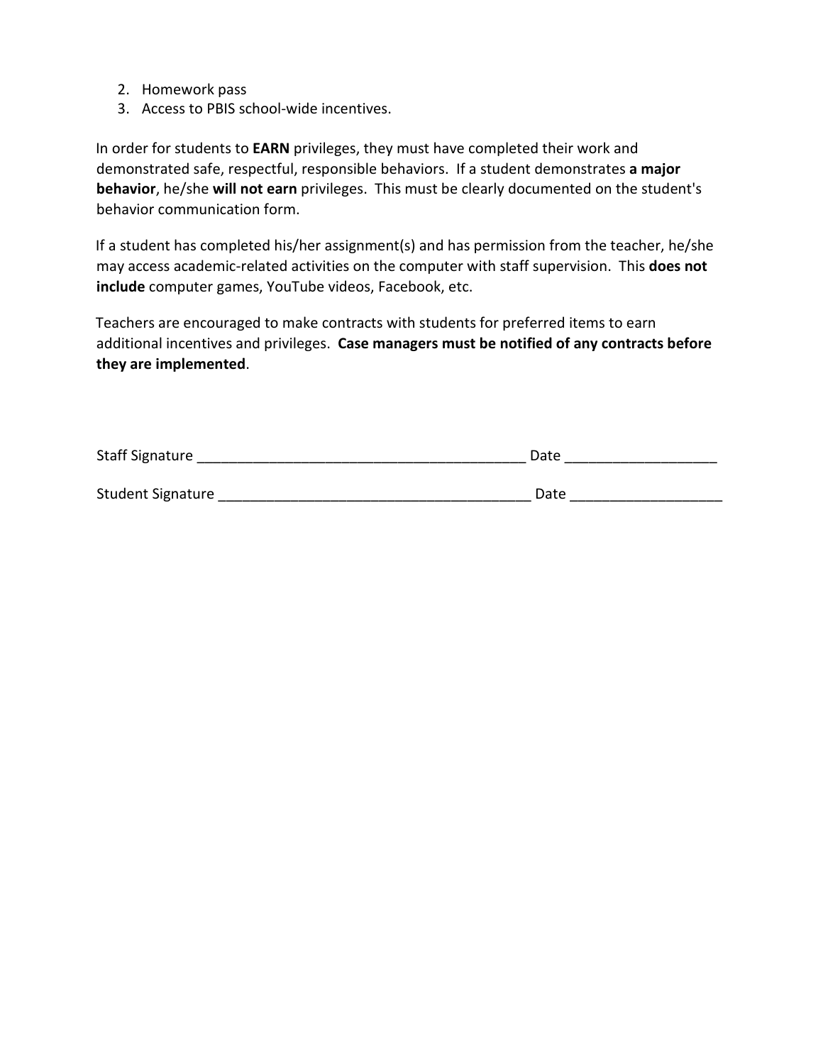2. Homework pass
3. Access to PBIS school-wide incentives.

In order for students to **EARN** privileges, they must have completed their work and demonstrated safe, respectful, responsible behaviors. If a student demonstrates **a major behavior**, he/she **will not earn** privileges. This must be clearly documented on the student's behavior communication form.

If a student has completed his/her assignment(s) and has permission from the teacher, he/she may access academic-related activities on the computer with staff supervision. This **does not include** computer games, YouTube videos, Facebook, etc.

Teachers are encouraged to make contracts with students for preferred items to earn additional incentives and privileges. **Case managers must be notified of any contracts before they are implemented**.

Staff Signature ________________________________________ Date __________________

Student Signature ______________________________________ Date __________________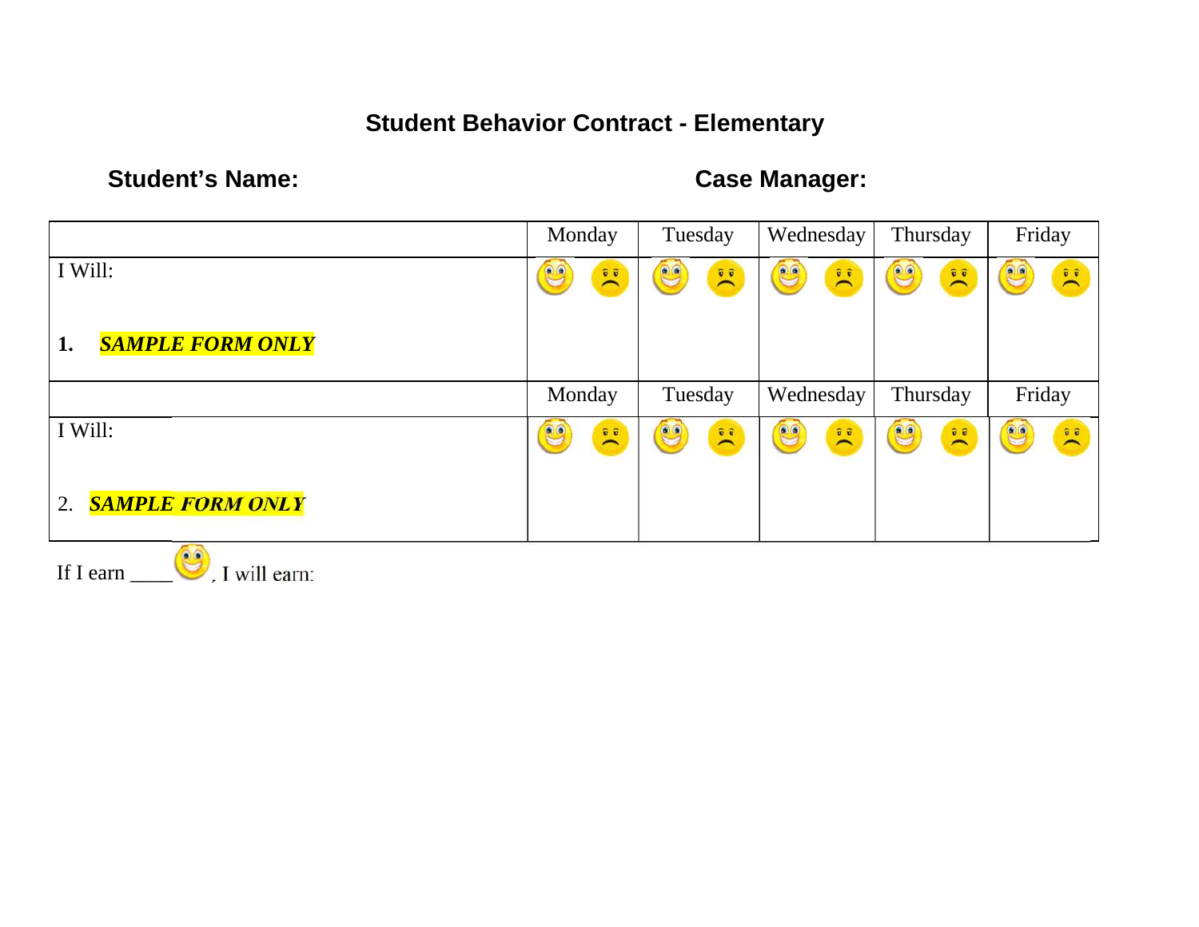## Student Behavior Contract - Elementary

**Student's Name:** **Case Manager:**

| | Monday | Tuesday | Wednesday | Thursday | Friday |
|---|---|---|---|---|---|
| I Will:<br><br>**1.** ***SAMPLE FORM ONLY*** | | | | | |
| | **Monday** | **Tuesday** | **Wednesday** | **Thursday** | **Friday** |
| I Will:<br><br>2. ***SAMPLE FORM ONLY*** | | | | | |

If I earn ____ , I will earn: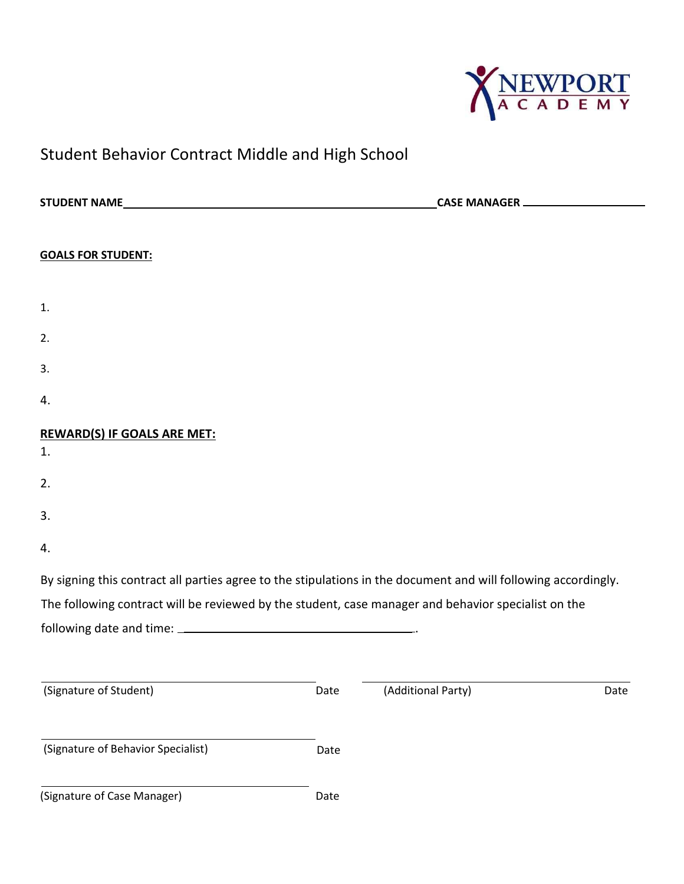# Student Behavior Contract Middle and High School

**STUDENT NAME**\_\_\_\_\_\_\_\_\_\_\_\_\_\_\_\_\_\_\_\_\_\_\_\_\_\_\_\_\_\_\_\_\_\_\_\_\_\_\_\_\_\_\_\_\_\_\_\_ **CASE MANAGER** \_\_\_\_\_\_\_\_\_\_\_\_\_\_\_\_\_\_\_\_

**GOALS FOR STUDENT:**

1.

2.

3.

4.

**REWARD(S) IF GOALS ARE MET:**

1.

2.

3.

4.

By signing this contract all parties agree to the stipulations in the document and will following accordingly. The following contract will be reviewed by the student, case manager and behavior specialist on the following date and time: \_\_\_\_\_\_\_\_\_\_\_\_\_\_\_\_\_\_\_\_\_\_\_\_\_\_\_\_\_\_\_\_\_\_\_\_.

\_\_\_\_\_\_\_\_\_\_\_\_\_\_\_\_\_\_\_\_\_\_\_\_\_\_\_\_\_\_\_\_\_\_\_\_\_\_\_\_\_\_\_\_  
(Signature of Student) Date

\_\_\_\_\_\_\_\_\_\_\_\_\_\_\_\_\_\_\_\_\_\_\_\_\_\_\_\_\_\_\_\_\_\_\_\_\_\_\_\_\_\_\_\_  
(Additional Party) Date

\_\_\_\_\_\_\_\_\_\_\_\_\_\_\_\_\_\_\_\_\_\_\_\_\_\_\_\_\_\_\_\_\_\_\_\_\_\_\_\_\_\_\_\_  
(Signature of Behavior Specialist) Date

\_\_\_\_\_\_\_\_\_\_\_\_\_\_\_\_\_\_\_\_\_\_\_\_\_\_\_\_\_\_\_\_\_\_\_\_\_\_\_\_\_\_\_\_  
(Signature of Case Manager) Date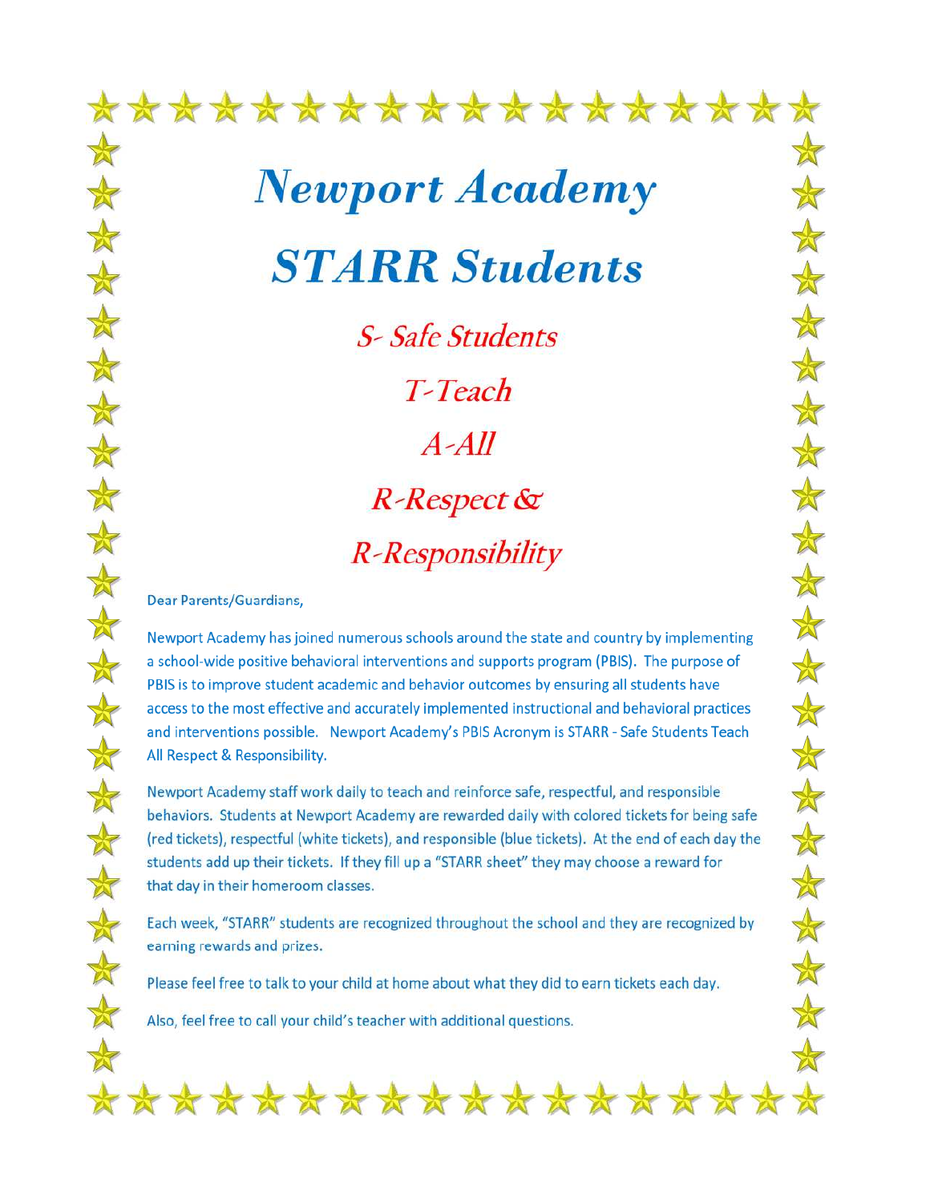# *Newport Academy*

# *STARR Students*

*S- Safe Students*

*T-Teach*

*A-All*

*R-Respect &*

*R-Responsibility*

Dear Parents/Guardians,

Newport Academy has joined numerous schools around the state and country by implementing a school-wide positive behavioral interventions and supports program (PBIS). The purpose of PBIS is to improve student academic and behavior outcomes by ensuring all students have access to the most effective and accurately implemented instructional and behavioral practices and interventions possible. Newport Academy's PBIS Acronym is STARR - Safe Students Teach All Respect & Responsibility.

Newport Academy staff work daily to teach and reinforce safe, respectful, and responsible behaviors. Students at Newport Academy are rewarded daily with colored tickets for being safe (red tickets), respectful (white tickets), and responsible (blue tickets). At the end of each day the students add up their tickets. If they fill up a "STARR sheet" they may choose a reward for that day in their homeroom classes.

Each week, "STARR" students are recognized throughout the school and they are recognized by earning rewards and prizes.

Please feel free to talk to your child at home about what they did to earn tickets each day.

Also, feel free to call your child's teacher with additional questions.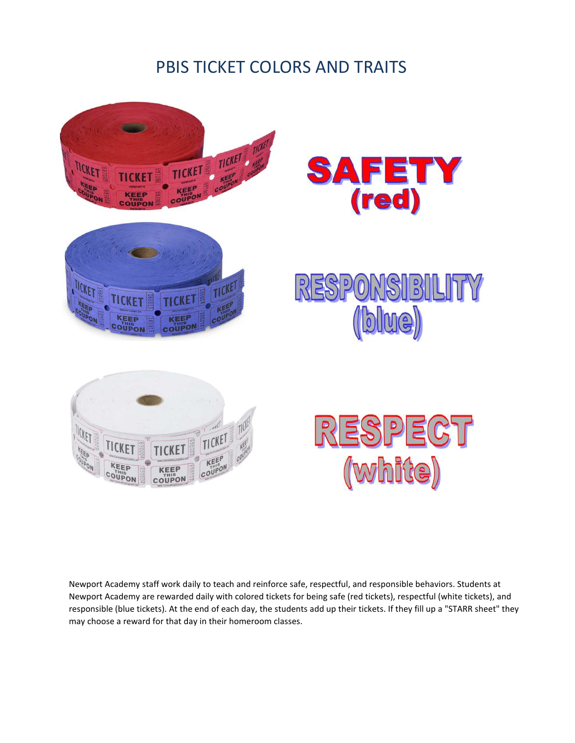# PBIS TICKET COLORS AND TRAITS

**SAFETY (red)**

**RESPONSIBILITY (blue)**

**RESPECT (white)**

Newport Academy staff work daily to teach and reinforce safe, respectful, and responsible behaviors. Students at Newport Academy are rewarded daily with colored tickets for being safe (red tickets), respectful (white tickets), and responsible (blue tickets). At the end of each day, the students add up their tickets. If they fill up a "STARR sheet" they may choose a reward for that day in their homeroom classes.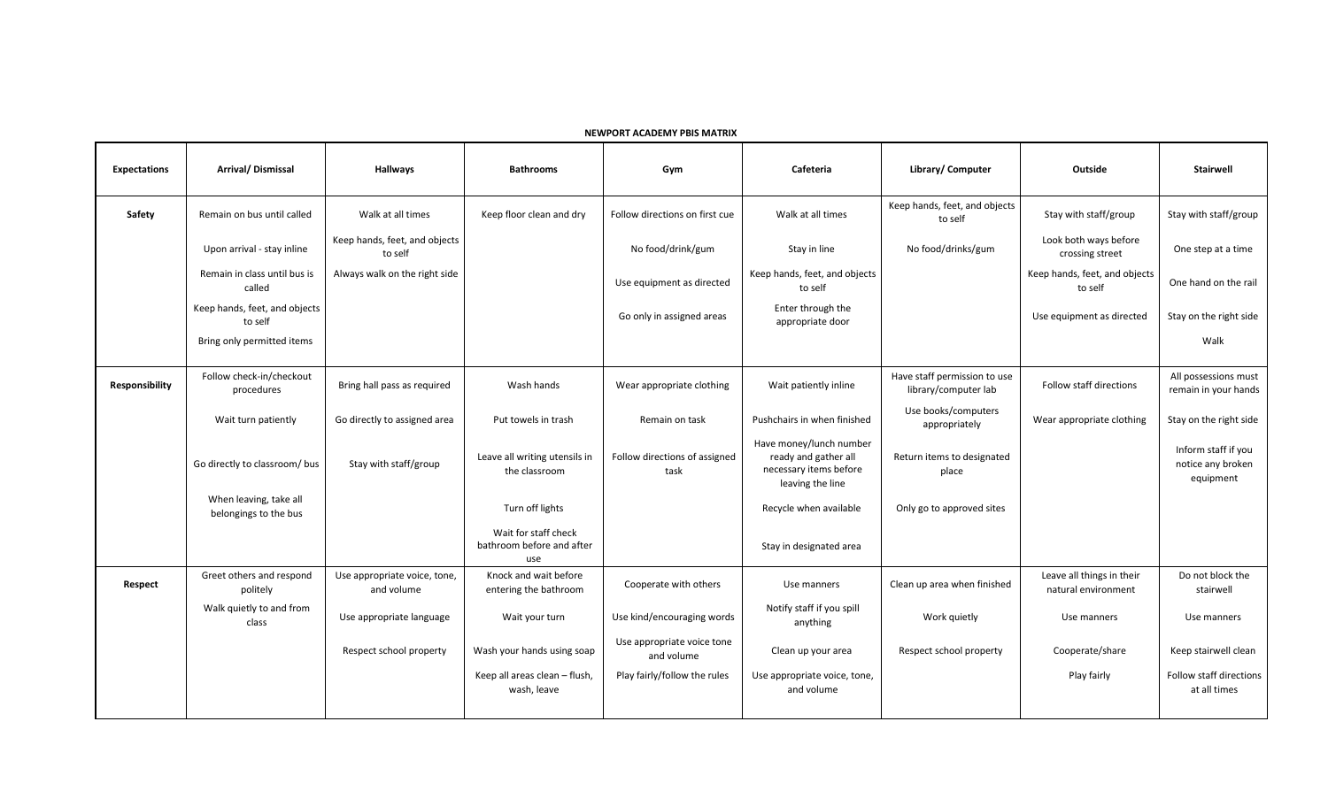**NEWPORT ACADEMY PBIS MATRIX**

| Expectations | Arrival/ Dismissal | Hallways | Bathrooms | Gym | Cafeteria | Library/ Computer | Outside | Stairwell |
|---|---|---|---|---|---|---|---|---|
| **Safety** | Remain on bus until called<br>Upon arrival - stay inline<br>Remain in class until bus is called<br>Keep hands, feet, and objects to self<br>Bring only permitted items | Walk at all times<br>Keep hands, feet, and objects to self<br>Always walk on the right side | Keep floor clean and dry | Follow directions on first cue<br>No food/drink/gum<br>Use equipment as directed<br>Go only in assigned areas | Walk at all times<br>Stay in line<br>Keep hands, feet, and objects to self<br>Enter through the appropriate door | Keep hands, feet, and objects to self<br>No food/drinks/gum | Stay with staff/group<br>Look both ways before crossing street<br>Keep hands, feet, and objects to self<br>Use equipment as directed | Stay with staff/group<br>One step at a time<br>One hand on the rail<br>Stay on the right side<br>Walk |
| **Responsibility** | Follow check-in/checkout procedures<br>Wait turn patiently<br>Go directly to classroom/ bus<br>When leaving, take all belongings to the bus | Bring hall pass as required<br>Go directly to assigned area<br>Stay with staff/group | Wash hands<br>Put towels in trash<br>Leave all writing utensils in the classroom<br>Turn off lights<br>Wait for staff check bathroom before and after use | Wear appropriate clothing<br>Remain on task<br>Follow directions of assigned task | Wait patiently inline<br>Pushchairs in when finished<br>Have money/lunch number ready and gather all necessary items before leaving the line<br>Recycle when available<br>Stay in designated area | Have staff permission to use library/computer lab<br>Use books/computers appropriately<br>Return items to designated place<br>Only go to approved sites | Follow staff directions<br>Wear appropriate clothing | All possessions must remain in your hands<br>Stay on the right side<br>Inform staff if you notice any broken equipment |
| **Respect** | Greet others and respond politely<br>Walk quietly to and from class | Use appropriate voice, tone, and volume<br>Use appropriate language<br>Respect school property | Knock and wait before entering the bathroom<br>Wait your turn<br>Wash your hands using soap<br>Keep all areas clean – flush, wash, leave | Cooperate with others<br>Use kind/encouraging words<br>Use appropriate voice tone and volume<br>Play fairly/follow the rules | Use manners<br>Notify staff if you spill anything<br>Clean up your area<br>Use appropriate voice, tone, and volume | Clean up area when finished<br>Work quietly<br>Respect school property | Leave all things in their natural environment<br>Use manners<br>Cooperate/share<br>Play fairly | Do not block the stairwell<br>Use manners<br>Keep stairwell clean<br>Follow staff directions at all times |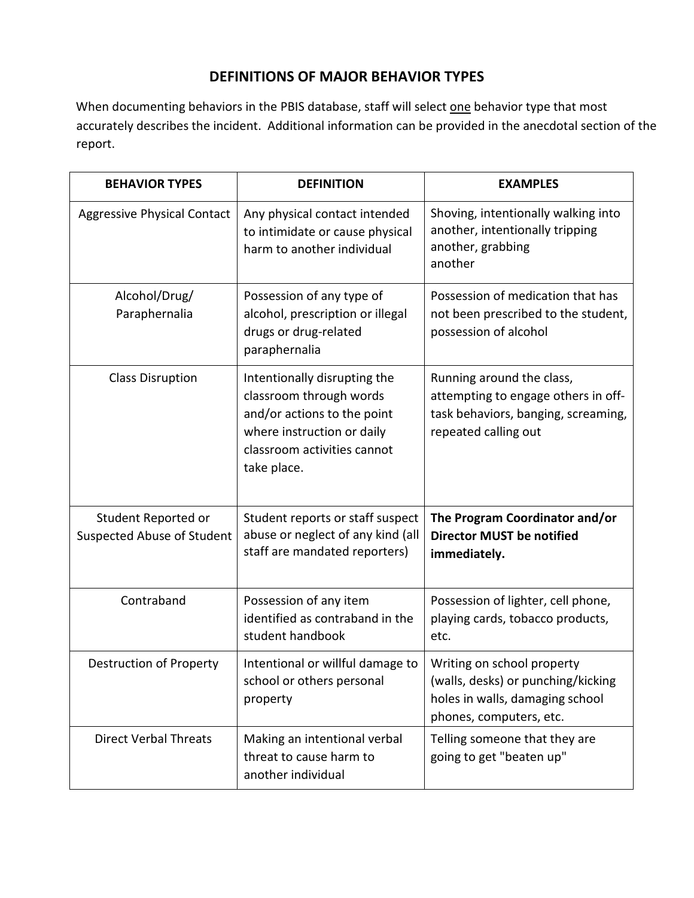# DEFINITIONS OF MAJOR BEHAVIOR TYPES

When documenting behaviors in the PBIS database, staff will select <u>one</u> behavior type that most accurately describes the incident. Additional information can be provided in the anecdotal section of the report.

| BEHAVIOR TYPES | DEFINITION | EXAMPLES |
|---|---|---|
| Aggressive Physical Contact | Any physical contact intended to intimidate or cause physical harm to another individual | Shoving, intentionally walking into another, intentionally tripping another, grabbing another |
| Alcohol/Drug/ Paraphernalia | Possession of any type of alcohol, prescription or illegal drugs or drug-related paraphernalia | Possession of medication that has not been prescribed to the student, possession of alcohol |
| Class Disruption | Intentionally disrupting the classroom through words and/or actions to the point where instruction or daily classroom activities cannot take place. | Running around the class, attempting to engage others in off-task behaviors, banging, screaming, repeated calling out |
| Student Reported or Suspected Abuse of Student | Student reports or staff suspect abuse or neglect of any kind (all staff are mandated reporters) | **The Program Coordinator and/or Director MUST be notified immediately.** |
| Contraband | Possession of any item identified as contraband in the student handbook | Possession of lighter, cell phone, playing cards, tobacco products, etc. |
| Destruction of Property | Intentional or willful damage to school or others personal property | Writing on school property (walls, desks) or punching/kicking holes in walls, damaging school phones, computers, etc. |
| Direct Verbal Threats | Making an intentional verbal threat to cause harm to another individual | Telling someone that they are going to get "beaten up" |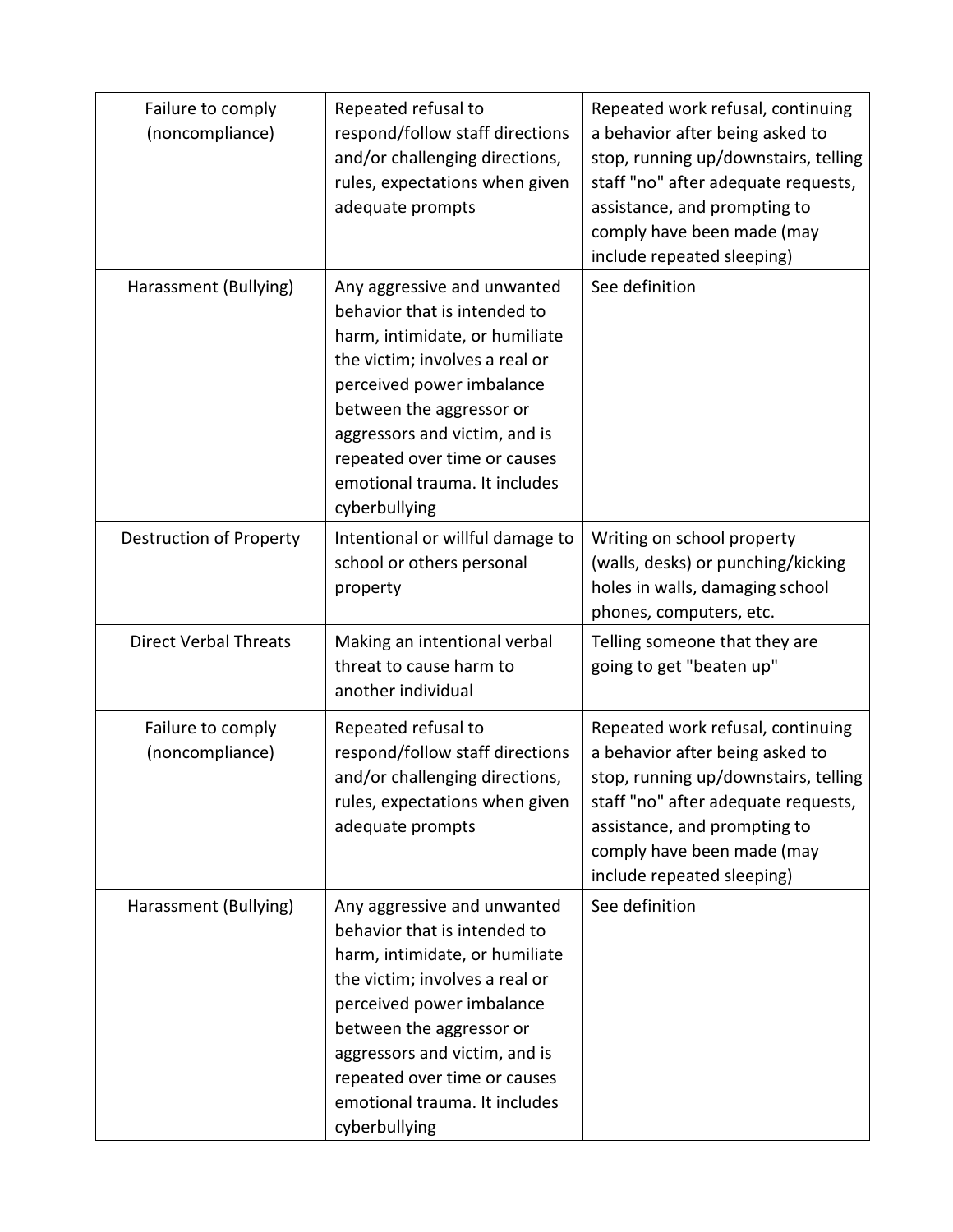| | | |
|---|---|---|
| Failure to comply (noncompliance) | Repeated refusal to respond/follow staff directions and/or challenging directions, rules, expectations when given adequate prompts | Repeated work refusal, continuing a behavior after being asked to stop, running up/downstairs, telling staff "no" after adequate requests, assistance, and prompting to comply have been made (may include repeated sleeping) |
| Harassment (Bullying) | Any aggressive and unwanted behavior that is intended to harm, intimidate, or humiliate the victim; involves a real or perceived power imbalance between the aggressor or aggressors and victim, and is repeated over time or causes emotional trauma. It includes cyberbullying | See definition |
| Destruction of Property | Intentional or willful damage to school or others personal property | Writing on school property (walls, desks) or punching/kicking holes in walls, damaging school phones, computers, etc. |
| Direct Verbal Threats | Making an intentional verbal threat to cause harm to another individual | Telling someone that they are going to get "beaten up" |
| Failure to comply (noncompliance) | Repeated refusal to respond/follow staff directions and/or challenging directions, rules, expectations when given adequate prompts | Repeated work refusal, continuing a behavior after being asked to stop, running up/downstairs, telling staff "no" after adequate requests, assistance, and prompting to comply have been made (may include repeated sleeping) |
| Harassment (Bullying) | Any aggressive and unwanted behavior that is intended to harm, intimidate, or humiliate the victim; involves a real or perceived power imbalance between the aggressor or aggressors and victim, and is repeated over time or causes emotional trauma. It includes cyberbullying | See definition |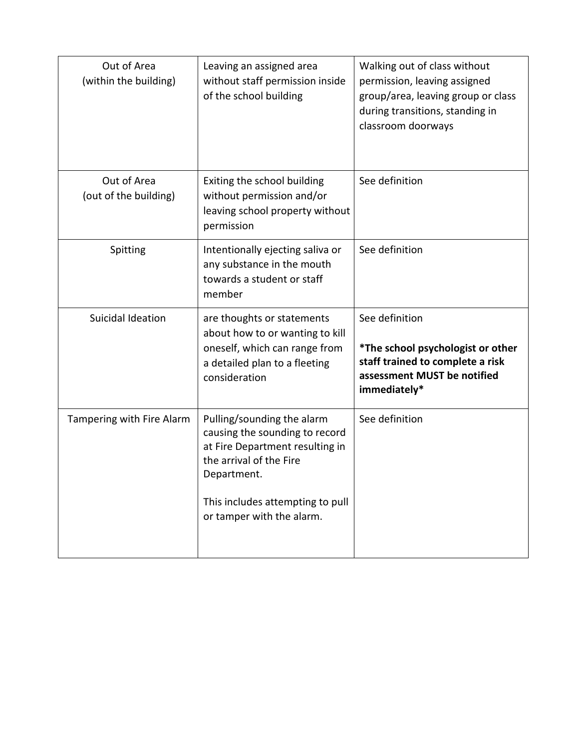| | | |
|---|---|---|
| Out of Area (within the building) | Leaving an assigned area without staff permission inside of the school building | Walking out of class without permission, leaving assigned group/area, leaving group or class during transitions, standing in classroom doorways |
| Out of Area (out of the building) | Exiting the school building without permission and/or leaving school property without permission | See definition |
| Spitting | Intentionally ejecting saliva or any substance in the mouth towards a student or staff member | See definition |
| Suicidal Ideation | are thoughts or statements about how to or wanting to kill oneself, which can range from a detailed plan to a fleeting consideration | See definition<br><br>**\*The school psychologist or other staff trained to complete a risk assessment MUST be notified immediately\*** |
| Tampering with Fire Alarm | Pulling/sounding the alarm causing the sounding to record at Fire Department resulting in the arrival of the Fire Department.<br><br>This includes attempting to pull or tamper with the alarm. | See definition |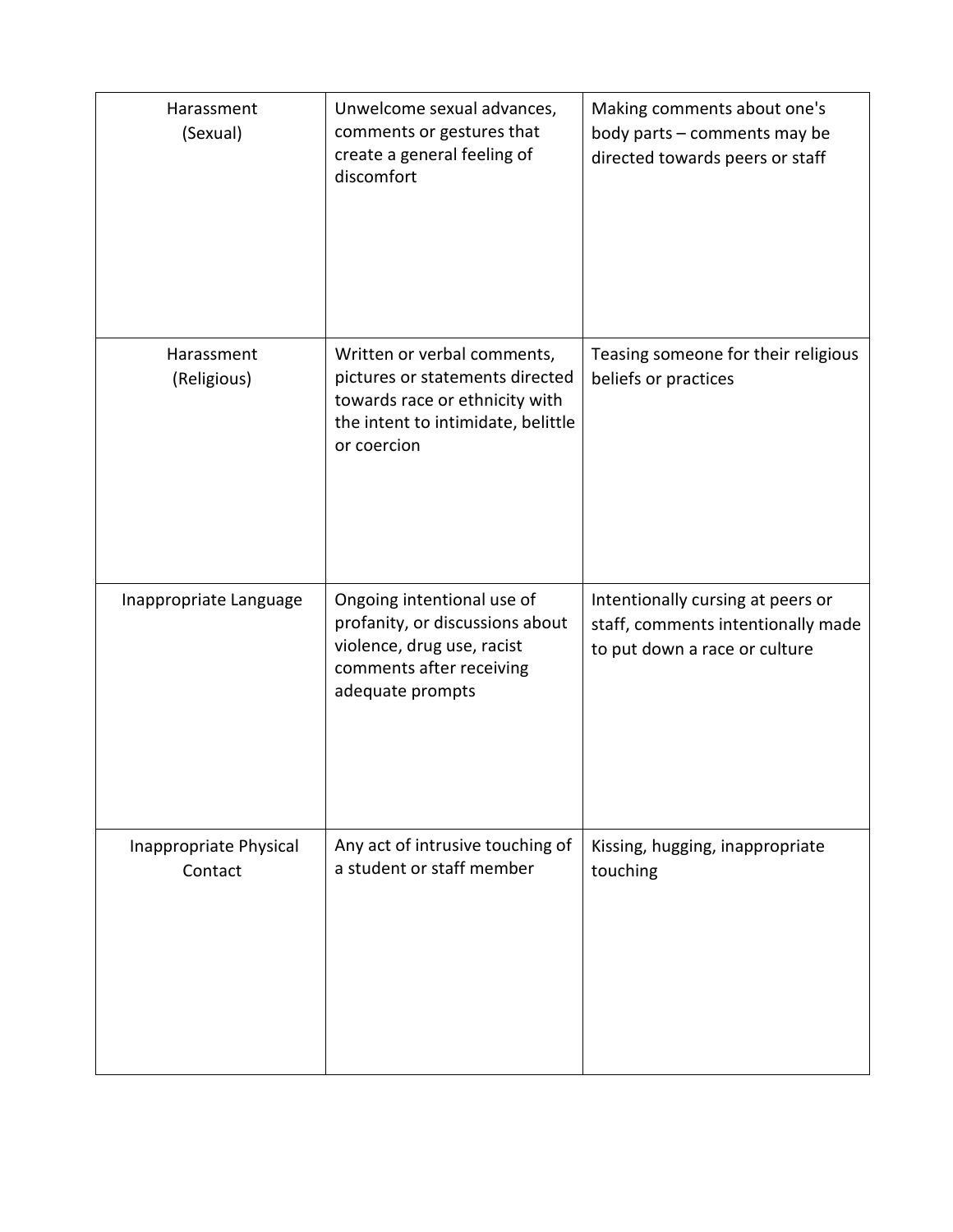| | | |
|---|---|---|
| Harassment (Sexual) | Unwelcome sexual advances, comments or gestures that create a general feeling of discomfort | Making comments about one's body parts – comments may be directed towards peers or staff |
| Harassment (Religious) | Written or verbal comments, pictures or statements directed towards race or ethnicity with the intent to intimidate, belittle or coercion | Teasing someone for their religious beliefs or practices |
| Inappropriate Language | Ongoing intentional use of profanity, or discussions about violence, drug use, racist comments after receiving adequate prompts | Intentionally cursing at peers or staff, comments intentionally made to put down a race or culture |
| Inappropriate Physical Contact | Any act of intrusive touching of a student or staff member | Kissing, hugging, inappropriate touching |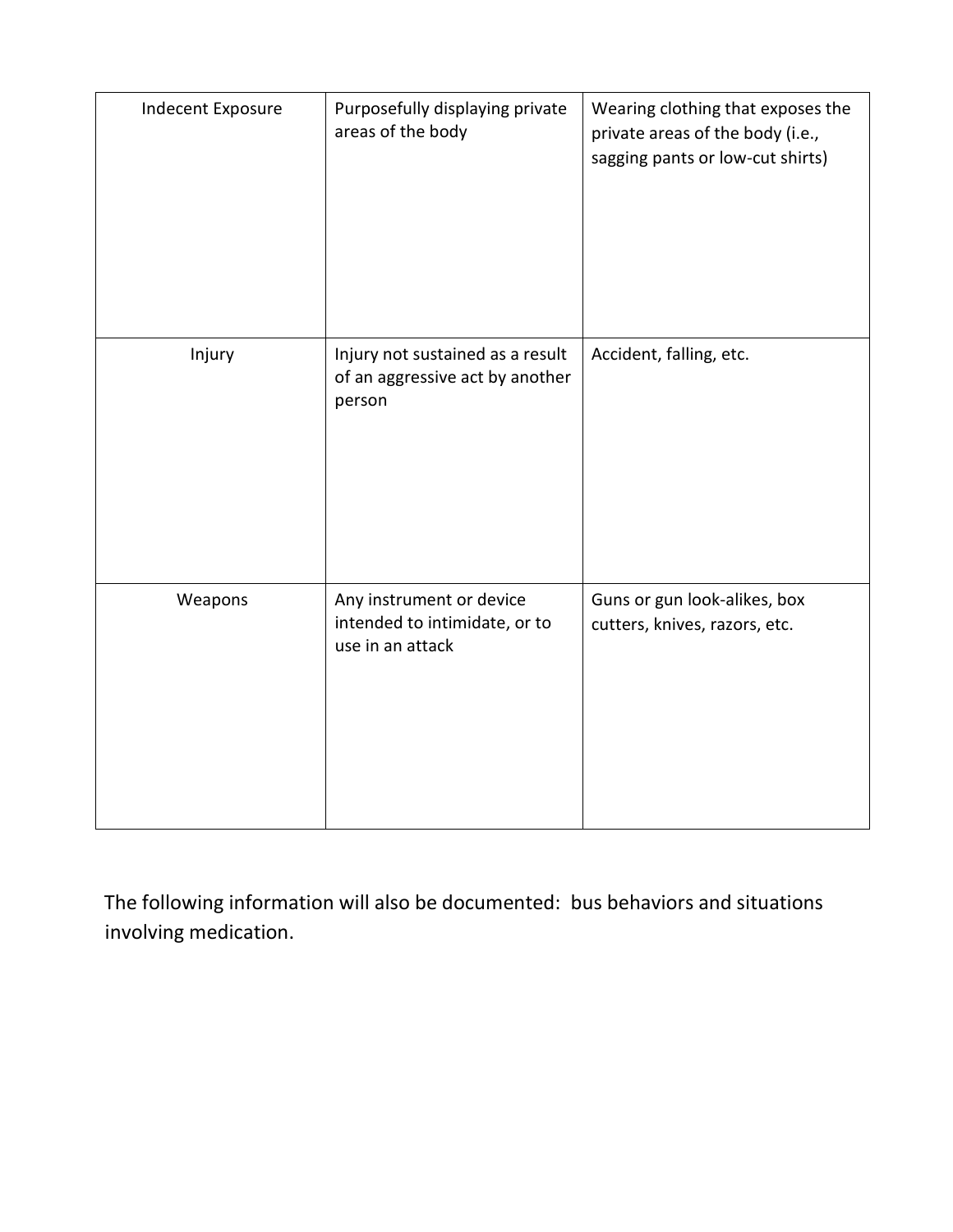| | | |
|---|---|---|
| Indecent Exposure | Purposefully displaying private areas of the body | Wearing clothing that exposes the private areas of the body (i.e., sagging pants or low-cut shirts) |
| Injury | Injury not sustained as a result of an aggressive act by another person | Accident, falling, etc. |
| Weapons | Any instrument or device intended to intimidate, or to use in an attack | Guns or gun look-alikes, box cutters, knives, razors, etc. |

The following information will also be documented: bus behaviors and situations involving medication.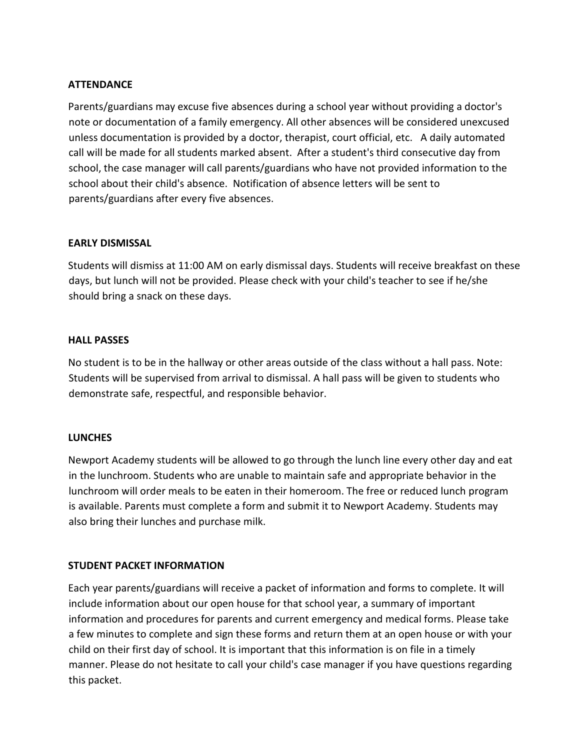**ATTENDANCE**

Parents/guardians may excuse five absences during a school year without providing a doctor's note or documentation of a family emergency. All other absences will be considered unexcused unless documentation is provided by a doctor, therapist, court official, etc. A daily automated call will be made for all students marked absent. After a student's third consecutive day from school, the case manager will call parents/guardians who have not provided information to the school about their child's absence. Notification of absence letters will be sent to parents/guardians after every five absences.

**EARLY DISMISSAL**

Students will dismiss at 11:00 AM on early dismissal days. Students will receive breakfast on these days, but lunch will not be provided. Please check with your child's teacher to see if he/she should bring a snack on these days.

**HALL PASSES**

No student is to be in the hallway or other areas outside of the class without a hall pass. Note: Students will be supervised from arrival to dismissal. A hall pass will be given to students who demonstrate safe, respectful, and responsible behavior.

**LUNCHES**

Newport Academy students will be allowed to go through the lunch line every other day and eat in the lunchroom. Students who are unable to maintain safe and appropriate behavior in the lunchroom will order meals to be eaten in their homeroom. The free or reduced lunch program is available. Parents must complete a form and submit it to Newport Academy. Students may also bring their lunches and purchase milk.

**STUDENT PACKET INFORMATION**

Each year parents/guardians will receive a packet of information and forms to complete. It will include information about our open house for that school year, a summary of important information and procedures for parents and current emergency and medical forms. Please take a few minutes to complete and sign these forms and return them at an open house or with your child on their first day of school. It is important that this information is on file in a timely manner. Please do not hesitate to call your child's case manager if you have questions regarding this packet.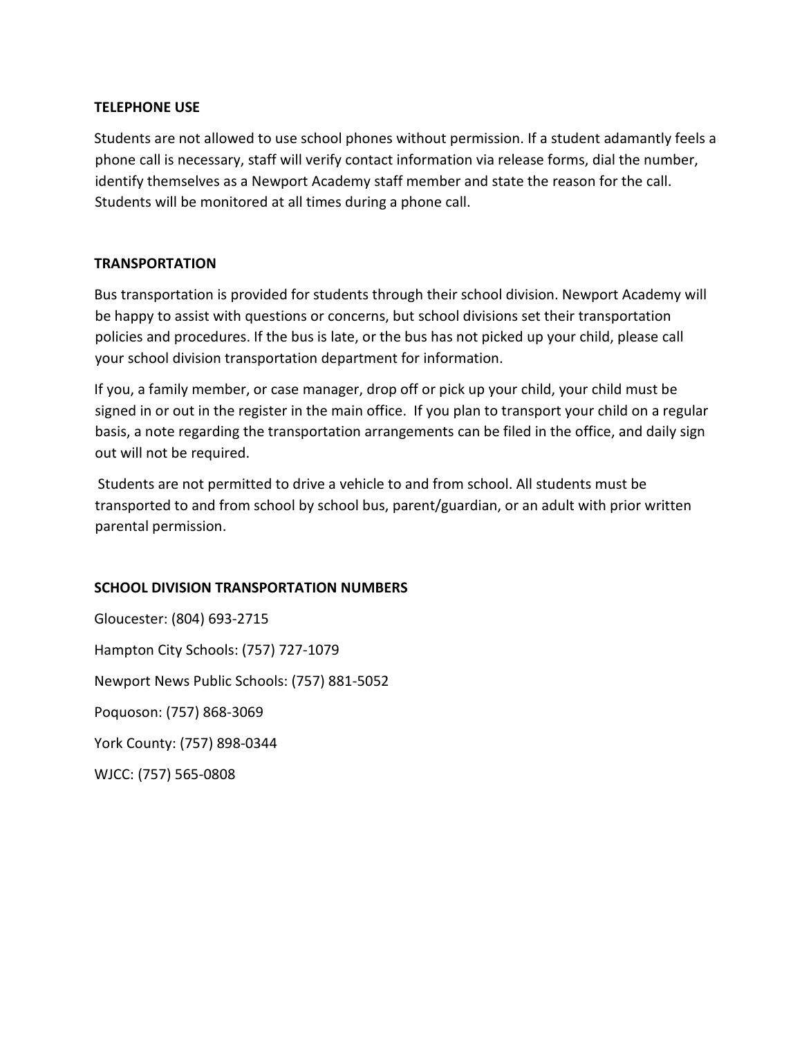**TELEPHONE USE**

Students are not allowed to use school phones without permission. If a student adamantly feels a phone call is necessary, staff will verify contact information via release forms, dial the number, identify themselves as a Newport Academy staff member and state the reason for the call. Students will be monitored at all times during a phone call.

**TRANSPORTATION**

Bus transportation is provided for students through their school division. Newport Academy will be happy to assist with questions or concerns, but school divisions set their transportation policies and procedures. If the bus is late, or the bus has not picked up your child, please call your school division transportation department for information.

If you, a family member, or case manager, drop off or pick up your child, your child must be signed in or out in the register in the main office. If you plan to transport your child on a regular basis, a note regarding the transportation arrangements can be filed in the office, and daily sign out will not be required.

Students are not permitted to drive a vehicle to and from school. All students must be transported to and from school by school bus, parent/guardian, or an adult with prior written parental permission.

**SCHOOL DIVISION TRANSPORTATION NUMBERS**

Gloucester: (804) 693-2715

Hampton City Schools: (757) 727-1079

Newport News Public Schools: (757) 881-5052

Poquoson: (757) 868-3069

York County: (757) 898-0344

WJCC: (757) 565-0808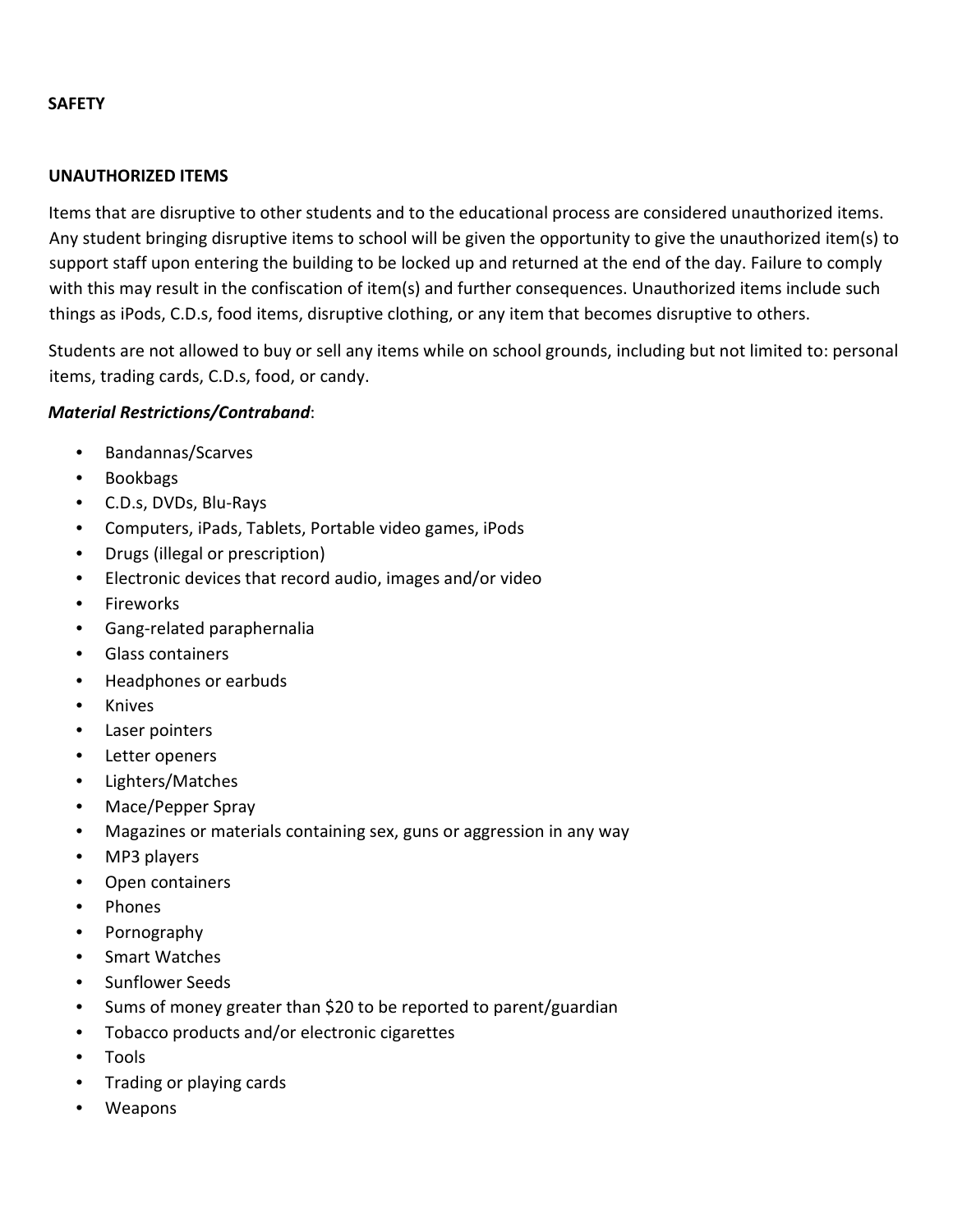## SAFETY

### UNAUTHORIZED ITEMS

Items that are disruptive to other students and to the educational process are considered unauthorized items. Any student bringing disruptive items to school will be given the opportunity to give the unauthorized item(s) to support staff upon entering the building to be locked up and returned at the end of the day. Failure to comply with this may result in the confiscation of item(s) and further consequences. Unauthorized items include such things as iPods, C.D.s, food items, disruptive clothing, or any item that becomes disruptive to others.

Students are not allowed to buy or sell any items while on school grounds, including but not limited to: personal items, trading cards, C.D.s, food, or candy.

***Material Restrictions/Contraband***:

- Bandannas/Scarves
- Bookbags
- C.D.s, DVDs, Blu-Rays
- Computers, iPads, Tablets, Portable video games, iPods
- Drugs (illegal or prescription)
- Electronic devices that record audio, images and/or video
- Fireworks
- Gang-related paraphernalia
- Glass containers
- Headphones or earbuds
- Knives
- Laser pointers
- Letter openers
- Lighters/Matches
- Mace/Pepper Spray
- Magazines or materials containing sex, guns or aggression in any way
- MP3 players
- Open containers
- Phones
- Pornography
- Smart Watches
- Sunflower Seeds
- Sums of money greater than $20 to be reported to parent/guardian
- Tobacco products and/or electronic cigarettes
- Tools
- Trading or playing cards
- Weapons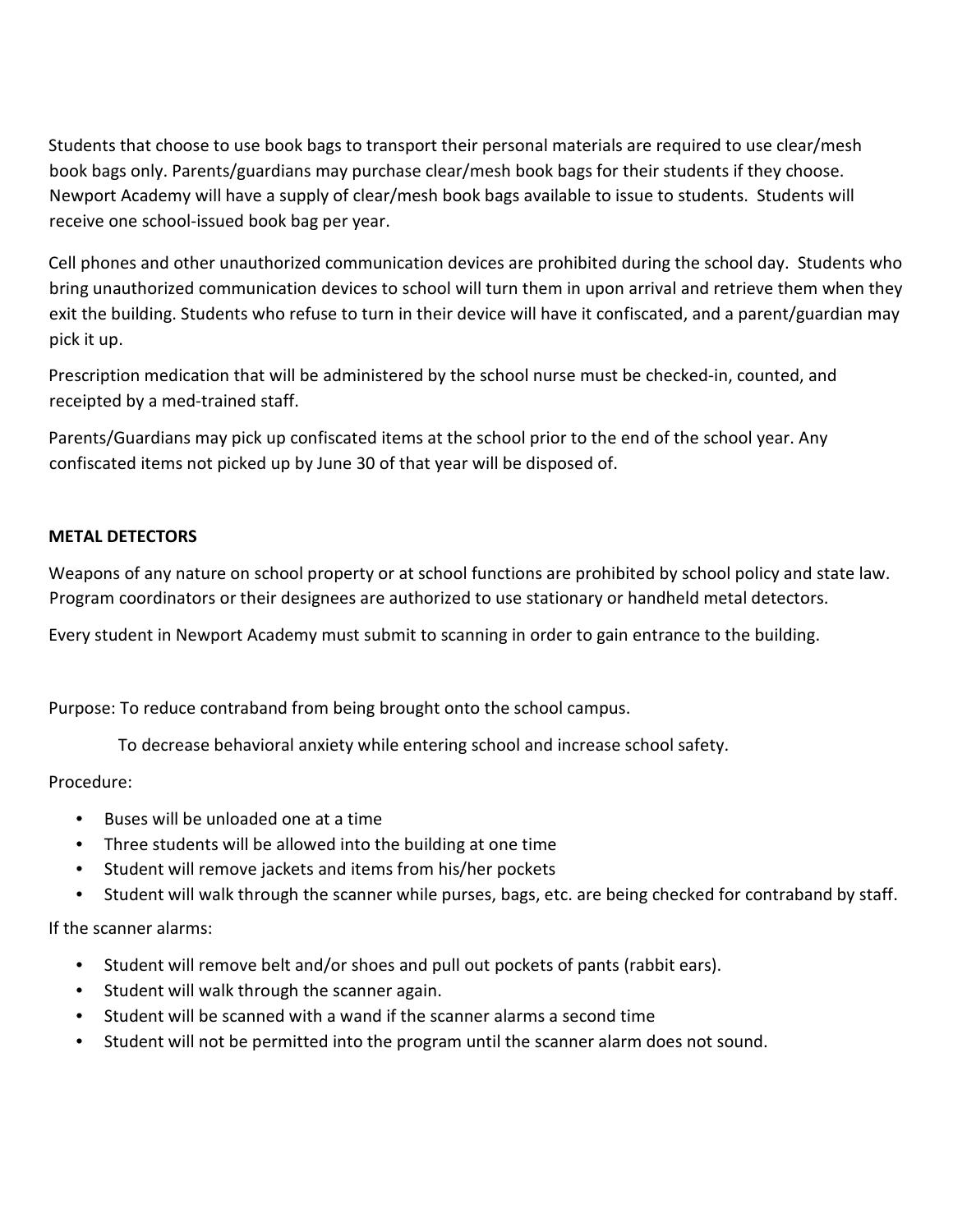Students that choose to use book bags to transport their personal materials are required to use clear/mesh book bags only. Parents/guardians may purchase clear/mesh book bags for their students if they choose. Newport Academy will have a supply of clear/mesh book bags available to issue to students. Students will receive one school-issued book bag per year.

Cell phones and other unauthorized communication devices are prohibited during the school day. Students who bring unauthorized communication devices to school will turn them in upon arrival and retrieve them when they exit the building. Students who refuse to turn in their device will have it confiscated, and a parent/guardian may pick it up.

Prescription medication that will be administered by the school nurse must be checked-in, counted, and receipted by a med-trained staff.

Parents/Guardians may pick up confiscated items at the school prior to the end of the school year. Any confiscated items not picked up by June 30 of that year will be disposed of.

**METAL DETECTORS**

Weapons of any nature on school property or at school functions are prohibited by school policy and state law. Program coordinators or their designees are authorized to use stationary or handheld metal detectors.

Every student in Newport Academy must submit to scanning in order to gain entrance to the building.

Purpose: To reduce contraband from being brought onto the school campus.

To decrease behavioral anxiety while entering school and increase school safety.

Procedure:

- Buses will be unloaded one at a time
- Three students will be allowed into the building at one time
- Student will remove jackets and items from his/her pockets
- Student will walk through the scanner while purses, bags, etc. are being checked for contraband by staff.

If the scanner alarms:

- Student will remove belt and/or shoes and pull out pockets of pants (rabbit ears).
- Student will walk through the scanner again.
- Student will be scanned with a wand if the scanner alarms a second time
- Student will not be permitted into the program until the scanner alarm does not sound.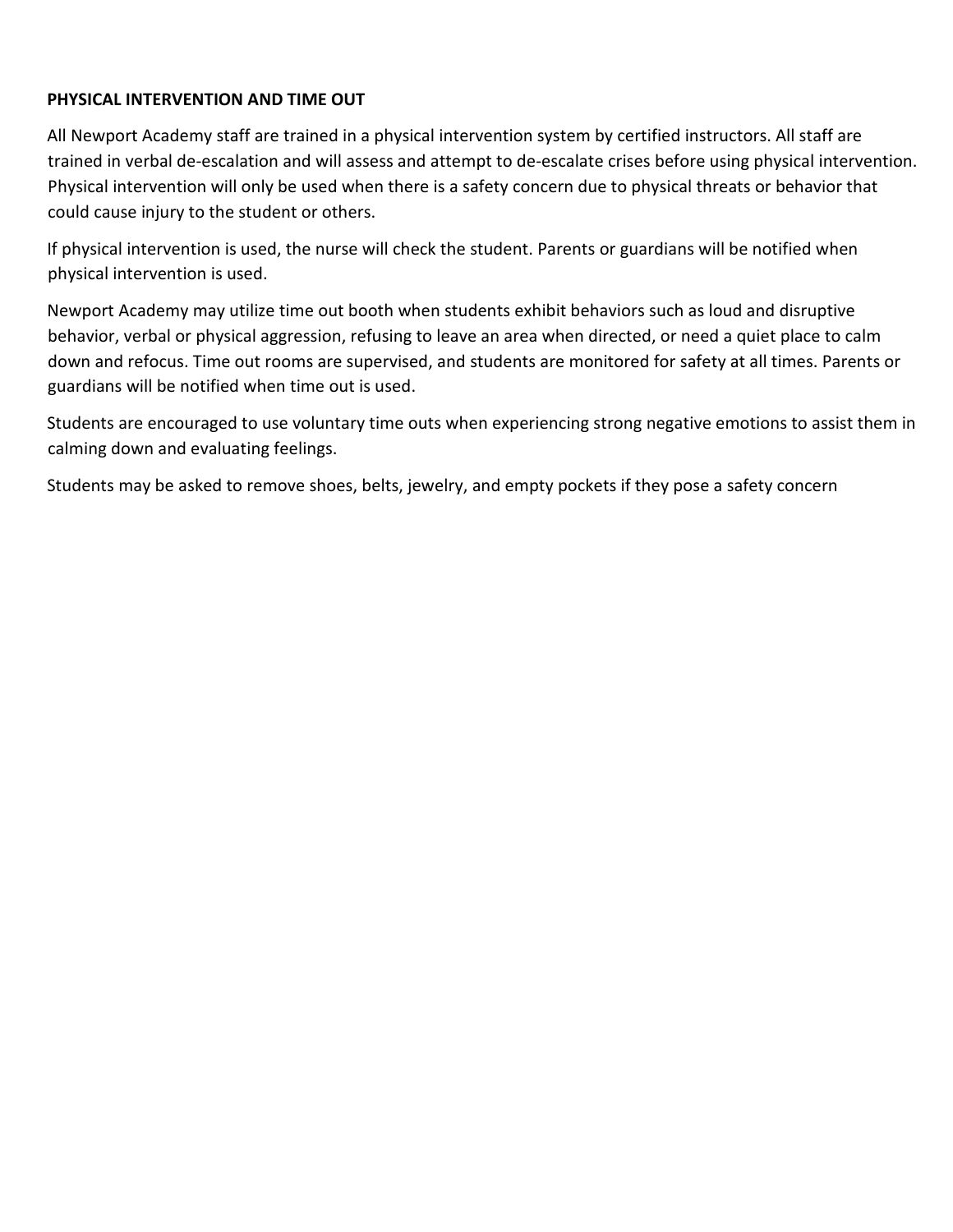**PHYSICAL INTERVENTION AND TIME OUT**

All Newport Academy staff are trained in a physical intervention system by certified instructors. All staff are trained in verbal de-escalation and will assess and attempt to de-escalate crises before using physical intervention. Physical intervention will only be used when there is a safety concern due to physical threats or behavior that could cause injury to the student or others.

If physical intervention is used, the nurse will check the student. Parents or guardians will be notified when physical intervention is used.

Newport Academy may utilize time out booth when students exhibit behaviors such as loud and disruptive behavior, verbal or physical aggression, refusing to leave an area when directed, or need a quiet place to calm down and refocus. Time out rooms are supervised, and students are monitored for safety at all times. Parents or guardians will be notified when time out is used.

Students are encouraged to use voluntary time outs when experiencing strong negative emotions to assist them in calming down and evaluating feelings.

Students may be asked to remove shoes, belts, jewelry, and empty pockets if they pose a safety concern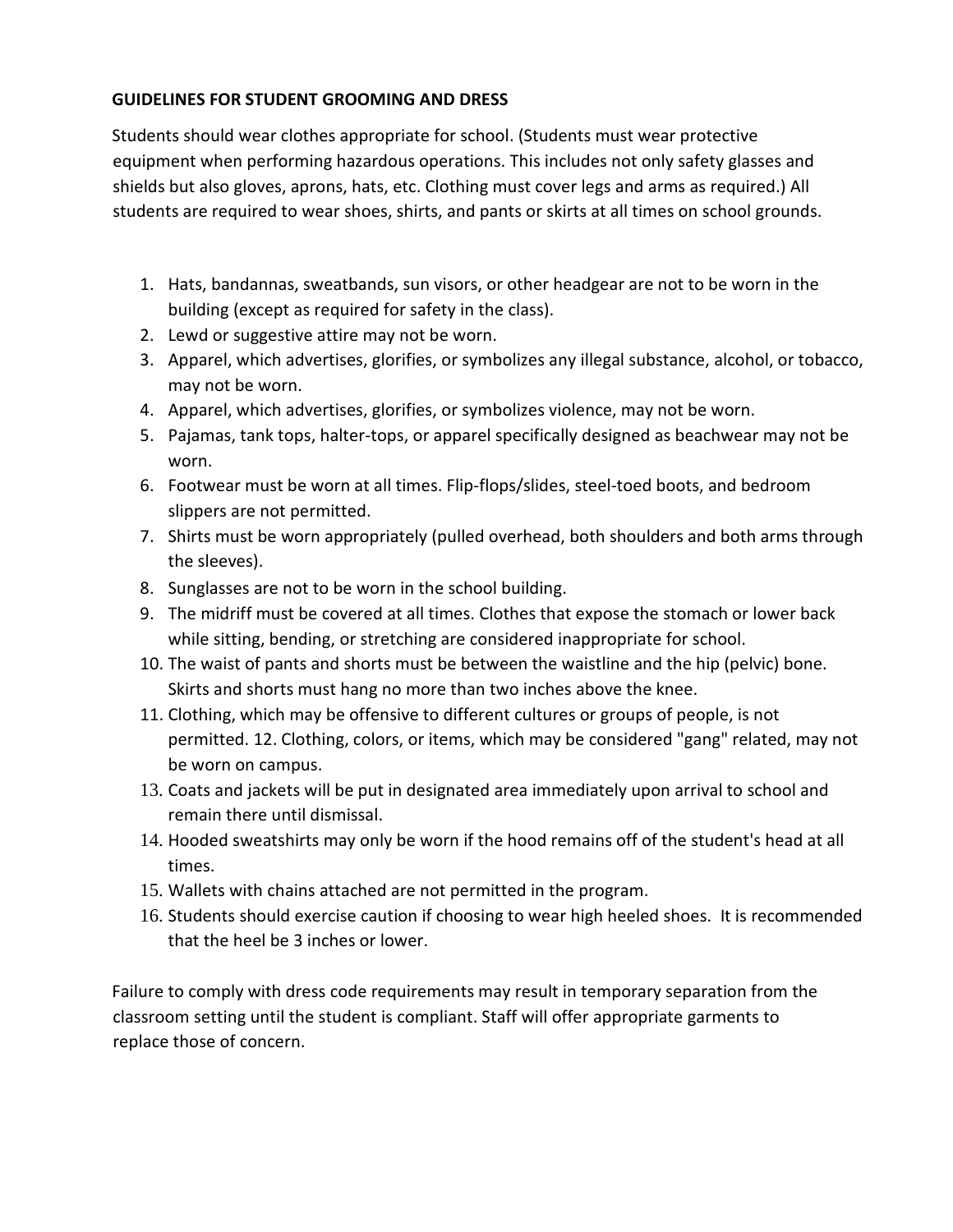**GUIDELINES FOR STUDENT GROOMING AND DRESS**

Students should wear clothes appropriate for school. (Students must wear protective equipment when performing hazardous operations. This includes not only safety glasses and shields but also gloves, aprons, hats, etc. Clothing must cover legs and arms as required.) All students are required to wear shoes, shirts, and pants or skirts at all times on school grounds.

1. Hats, bandannas, sweatbands, sun visors, or other headgear are not to be worn in the building (except as required for safety in the class).
2. Lewd or suggestive attire may not be worn.
3. Apparel, which advertises, glorifies, or symbolizes any illegal substance, alcohol, or tobacco, may not be worn.
4. Apparel, which advertises, glorifies, or symbolizes violence, may not be worn.
5. Pajamas, tank tops, halter-tops, or apparel specifically designed as beachwear may not be worn.
6. Footwear must be worn at all times. Flip-flops/slides, steel-toed boots, and bedroom slippers are not permitted.
7. Shirts must be worn appropriately (pulled overhead, both shoulders and both arms through the sleeves).
8. Sunglasses are not to be worn in the school building.
9. The midriff must be covered at all times. Clothes that expose the stomach or lower back while sitting, bending, or stretching are considered inappropriate for school.
10. The waist of pants and shorts must be between the waistline and the hip (pelvic) bone. Skirts and shorts must hang no more than two inches above the knee.
11. Clothing, which may be offensive to different cultures or groups of people, is not permitted. 12. Clothing, colors, or items, which may be considered "gang" related, may not be worn on campus.
13. Coats and jackets will be put in designated area immediately upon arrival to school and remain there until dismissal.
14. Hooded sweatshirts may only be worn if the hood remains off of the student's head at all times.
15. Wallets with chains attached are not permitted in the program.
16. Students should exercise caution if choosing to wear high heeled shoes. It is recommended that the heel be 3 inches or lower.

Failure to comply with dress code requirements may result in temporary separation from the classroom setting until the student is compliant. Staff will offer appropriate garments to replace those of concern.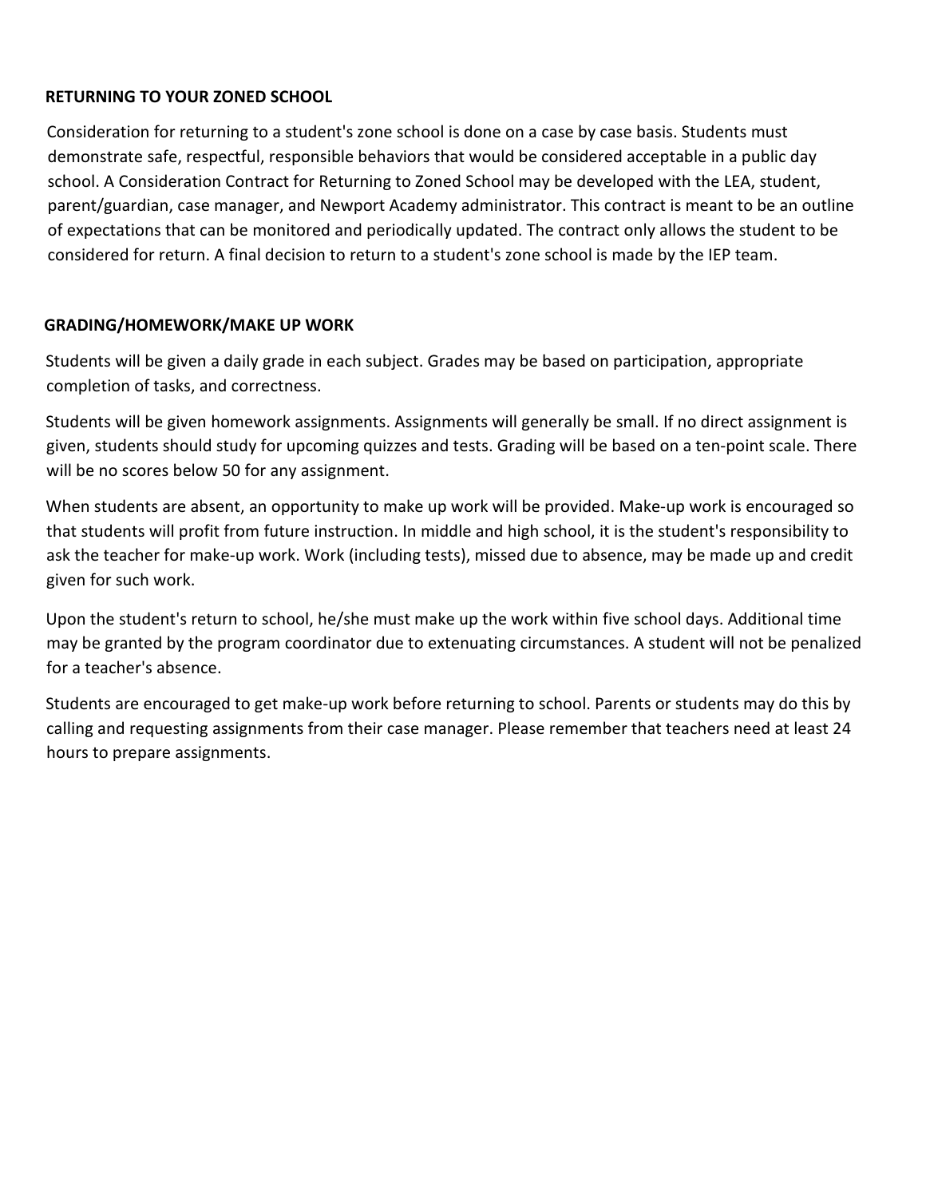## RETURNING TO YOUR ZONED SCHOOL

Consideration for returning to a student's zone school is done on a case by case basis. Students must demonstrate safe, respectful, responsible behaviors that would be considered acceptable in a public day school. A Consideration Contract for Returning to Zoned School may be developed with the LEA, student, parent/guardian, case manager, and Newport Academy administrator. This contract is meant to be an outline of expectations that can be monitored and periodically updated. The contract only allows the student to be considered for return. A final decision to return to a student's zone school is made by the IEP team.

## GRADING/HOMEWORK/MAKE UP WORK

Students will be given a daily grade in each subject. Grades may be based on participation, appropriate completion of tasks, and correctness.

Students will be given homework assignments. Assignments will generally be small. If no direct assignment is given, students should study for upcoming quizzes and tests. Grading will be based on a ten-point scale. There will be no scores below 50 for any assignment.

When students are absent, an opportunity to make up work will be provided. Make-up work is encouraged so that students will profit from future instruction. In middle and high school, it is the student's responsibility to ask the teacher for make-up work. Work (including tests), missed due to absence, may be made up and credit given for such work.

Upon the student's return to school, he/she must make up the work within five school days. Additional time may be granted by the program coordinator due to extenuating circumstances. A student will not be penalized for a teacher's absence.

Students are encouraged to get make-up work before returning to school. Parents or students may do this by calling and requesting assignments from their case manager. Please remember that teachers need at least 24 hours to prepare assignments.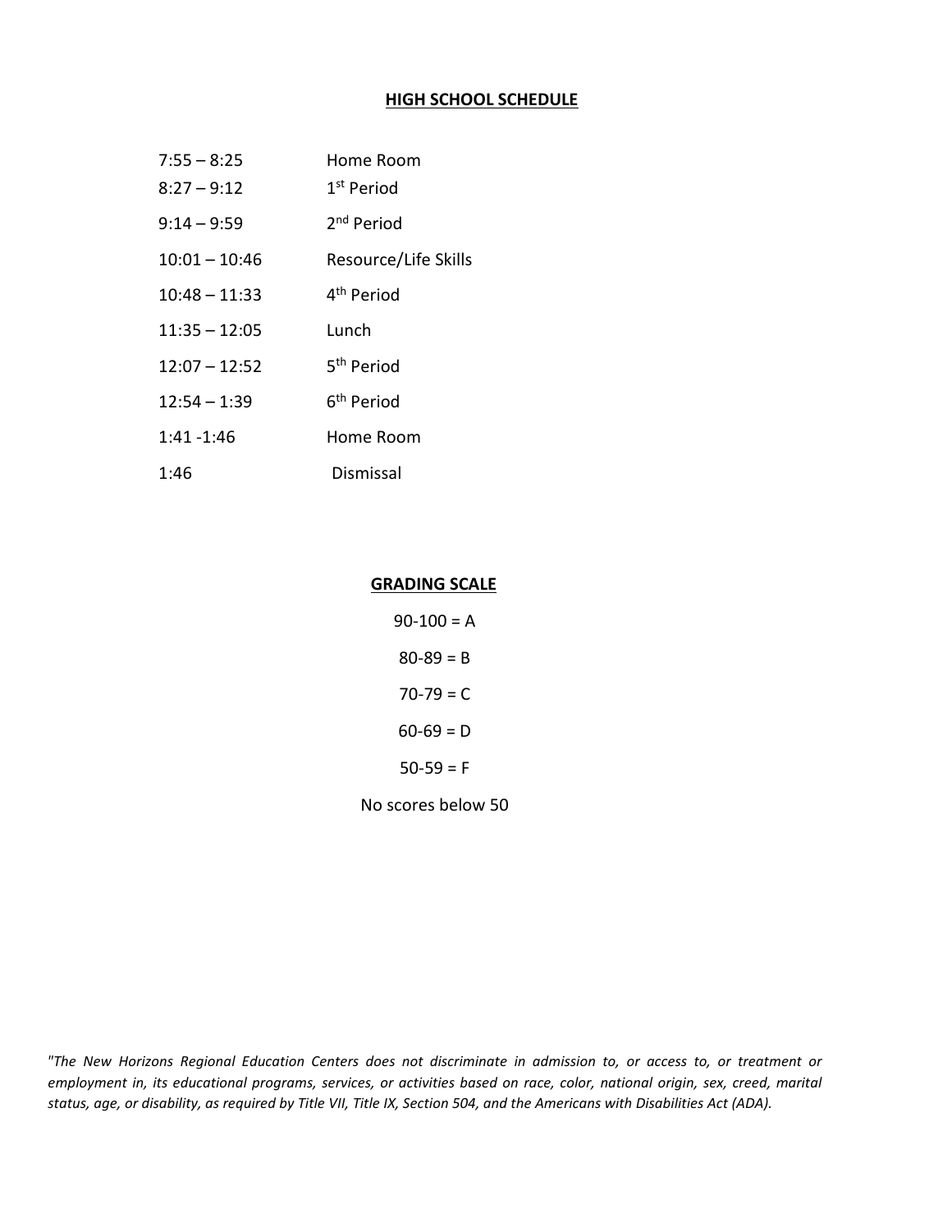## HIGH SCHOOL SCHEDULE

| | |
|---|---|
| 7:55 – 8:25 | Home Room |
| 8:27 – 9:12 | 1st Period |
| 9:14 – 9:59 | 2nd Period |
| 10:01 – 10:46 | Resource/Life Skills |
| 10:48 – 11:33 | 4th Period |
| 11:35 – 12:05 | Lunch |
| 12:07 – 12:52 | 5th Period |
| 12:54 – 1:39 | 6th Period |
| 1:41 -1:46 | Home Room |
| 1:46 | Dismissal |

## GRADING SCALE

90-100 = A

80-89 = B

70-79 = C

60-69 = D

50-59 = F

No scores below 50

*"The New Horizons Regional Education Centers does not discriminate in admission to, or access to, or treatment or employment in, its educational programs, services, or activities based on race, color, national origin, sex, creed, marital status, age, or disability, as required by Title VII, Title IX, Section 504, and the Americans with Disabilities Act (ADA).*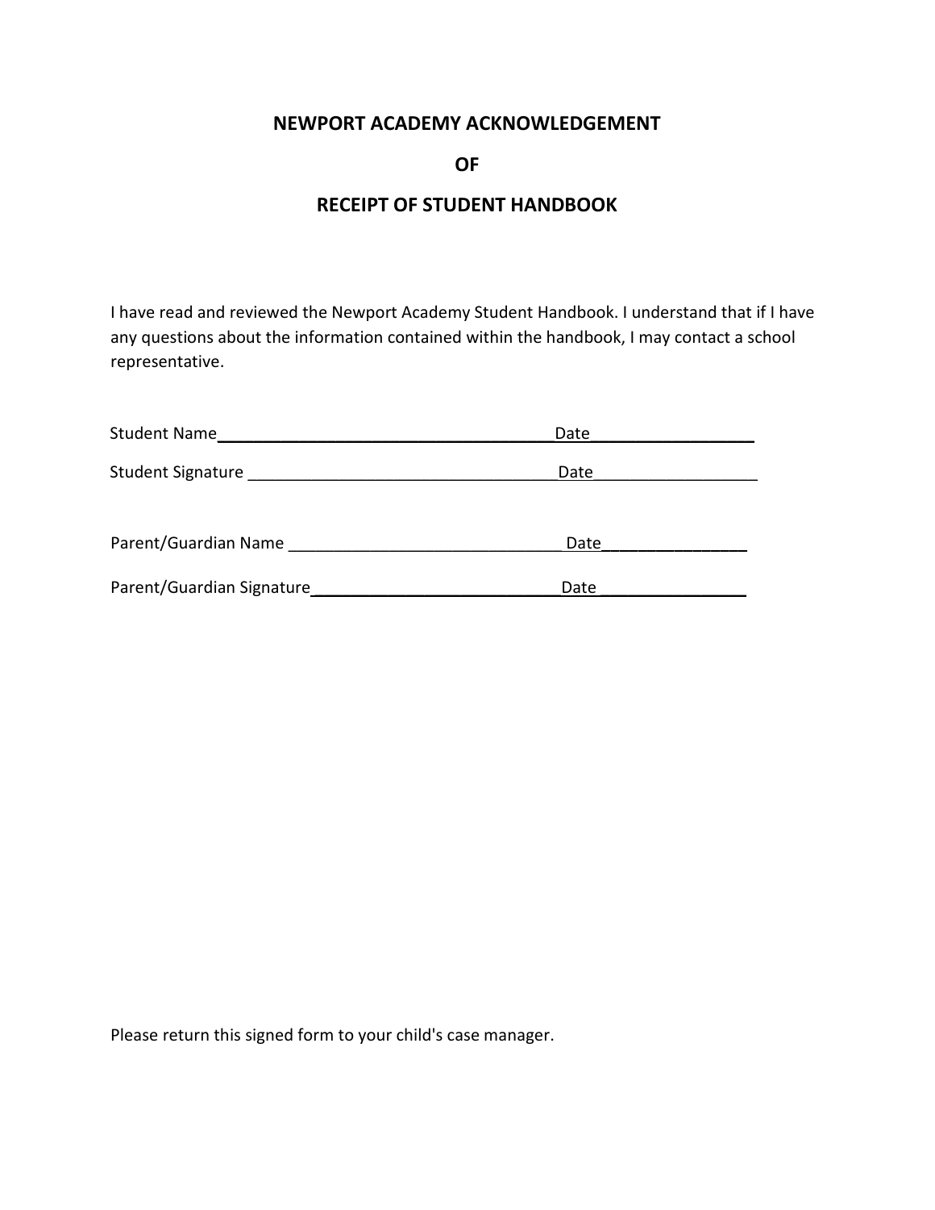## NEWPORT ACADEMY ACKNOWLEDGEMENT

## OF

## RECEIPT OF STUDENT HANDBOOK

I have read and reviewed the Newport Academy Student Handbook. I understand that if I have any questions about the information contained within the handbook, I may contact a school representative.

Student Name______________________________________Date__________________

Student Signature __________________________________Date__________________

Parent/Guardian Name _____________________________ Date________________

Parent/Guardian Signature____________________________Date ________________

Please return this signed form to your child's case manager.